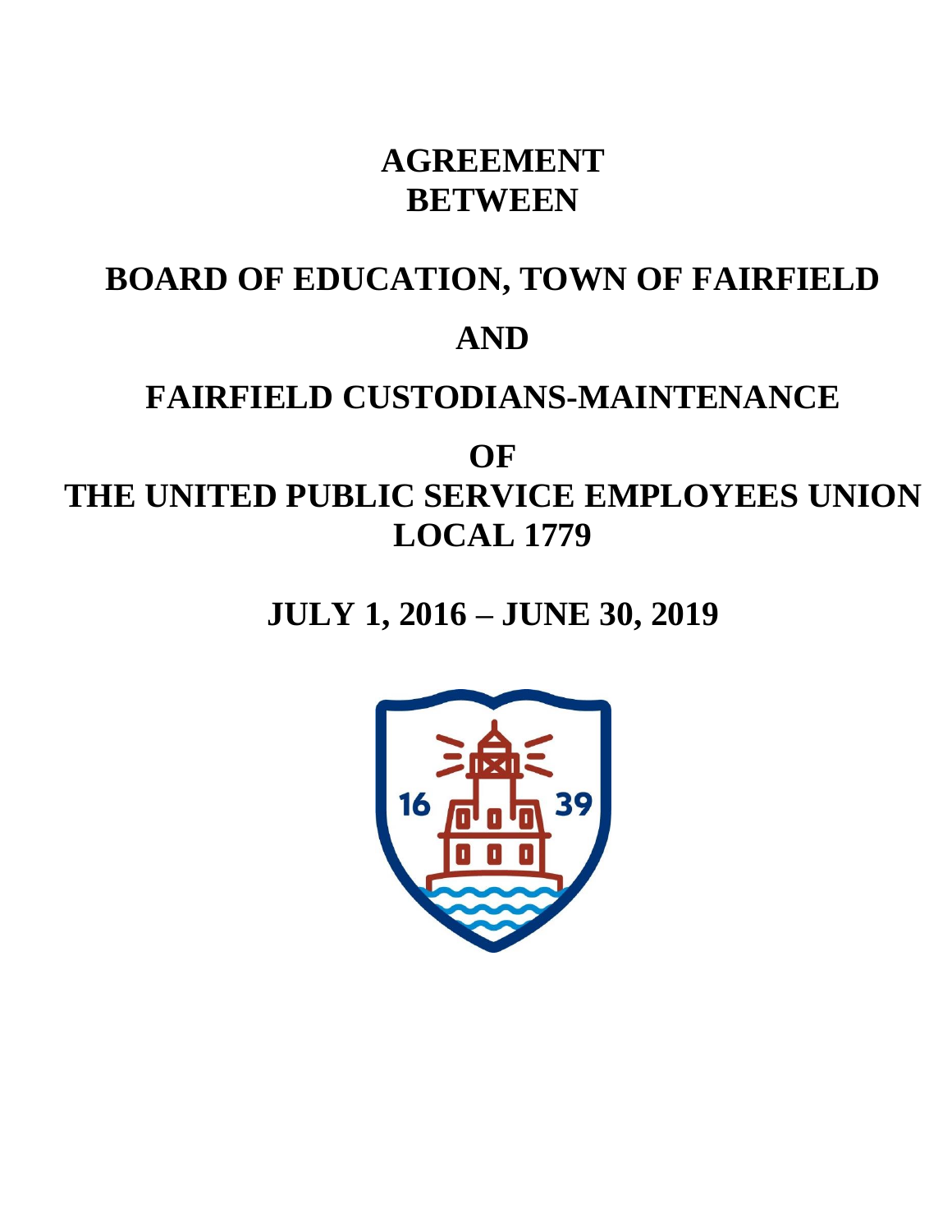# AGREEMENT
# BETWEEN

# BOARD OF EDUCATION, TOWN OF FAIRFIELD

# AND

# FAIRFIELD CUSTODIANS-MAINTENANCE

# OF
# THE UNITED PUBLIC SERVICE EMPLOYEES UNION
# LOCAL 1779

## JULY 1, 2016 – JUNE 30, 2019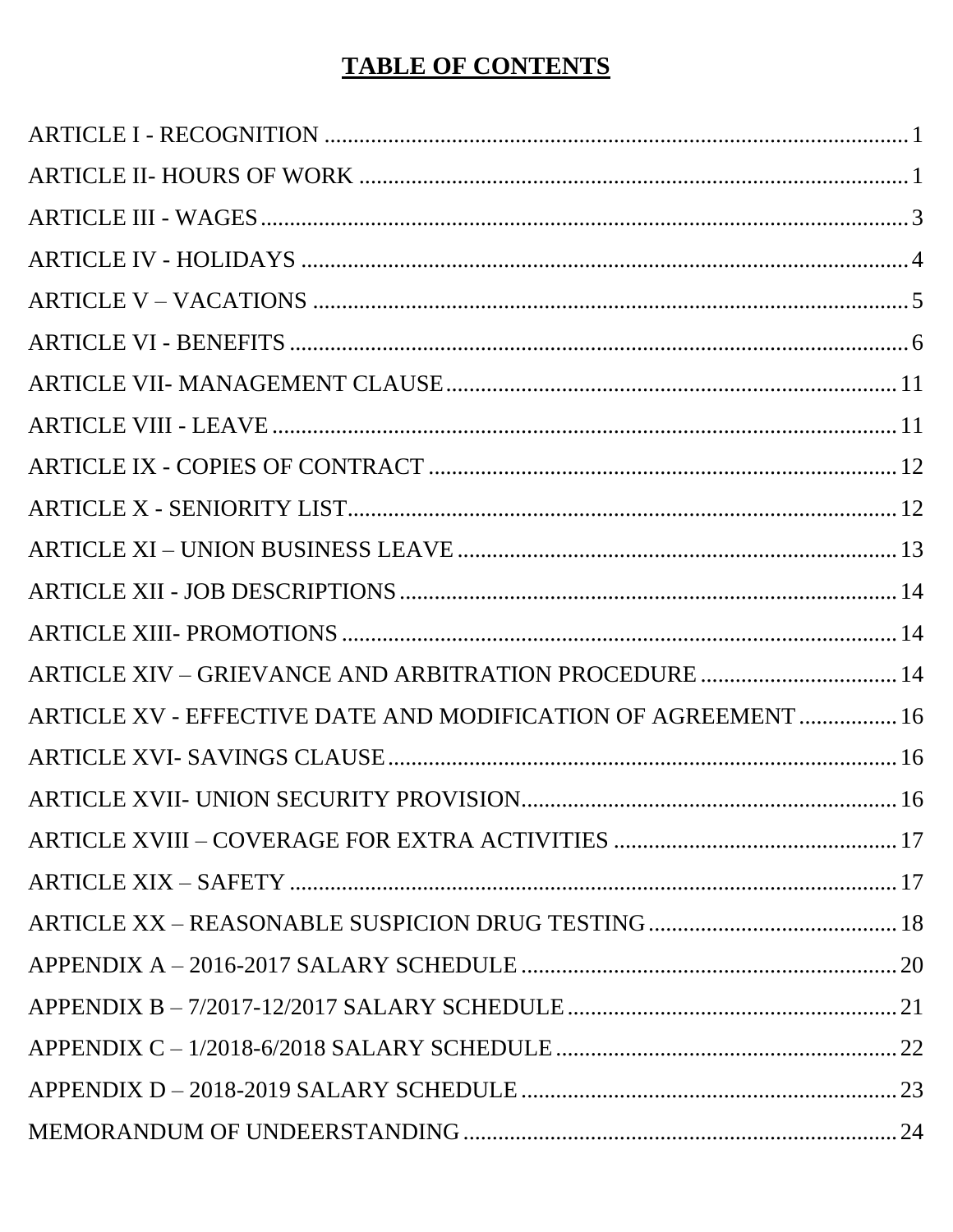# TABLE OF CONTENTS

| | |
|---|---|
| ARTICLE I - RECOGNITION | 1 |
| ARTICLE II- HOURS OF WORK | 1 |
| ARTICLE III - WAGES | 3 |
| ARTICLE IV - HOLIDAYS | 4 |
| ARTICLE V – VACATIONS | 5 |
| ARTICLE VI - BENEFITS | 6 |
| ARTICLE VII- MANAGEMENT CLAUSE | 11 |
| ARTICLE VIII - LEAVE | 11 |
| ARTICLE IX - COPIES OF CONTRACT | 12 |
| ARTICLE X - SENIORITY LIST | 12 |
| ARTICLE XI – UNION BUSINESS LEAVE | 13 |
| ARTICLE XII - JOB DESCRIPTIONS | 14 |
| ARTICLE XIII- PROMOTIONS | 14 |
| ARTICLE XIV – GRIEVANCE AND ARBITRATION PROCEDURE | 14 |
| ARTICLE XV - EFFECTIVE DATE AND MODIFICATION OF AGREEMENT | 16 |
| ARTICLE XVI- SAVINGS CLAUSE | 16 |
| ARTICLE XVII- UNION SECURITY PROVISION | 16 |
| ARTICLE XVIII – COVERAGE FOR EXTRA ACTIVITIES | 17 |
| ARTICLE XIX – SAFETY | 17 |
| ARTICLE XX – REASONABLE SUSPICION DRUG TESTING | 18 |
| APPENDIX A – 2016-2017 SALARY SCHEDULE | 20 |
| APPENDIX B – 7/2017-12/2017 SALARY SCHEDULE | 21 |
| APPENDIX C – 1/2018-6/2018 SALARY SCHEDULE | 22 |
| APPENDIX D – 2018-2019 SALARY SCHEDULE | 23 |
| MEMORANDUM OF UNDEERSTANDING | 24 |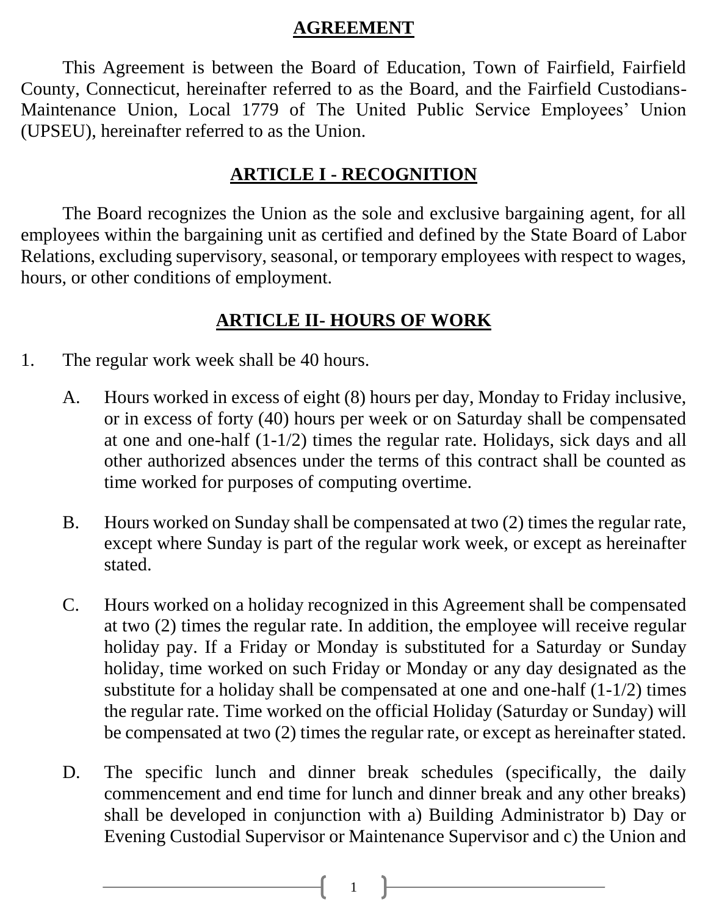# AGREEMENT

This Agreement is between the Board of Education, Town of Fairfield, Fairfield County, Connecticut, hereinafter referred to as the Board, and the Fairfield Custodians-Maintenance Union, Local 1779 of The United Public Service Employees' Union (UPSEU), hereinafter referred to as the Union.

## ARTICLE I - RECOGNITION

The Board recognizes the Union as the sole and exclusive bargaining agent, for all employees within the bargaining unit as certified and defined by the State Board of Labor Relations, excluding supervisory, seasonal, or temporary employees with respect to wages, hours, or other conditions of employment.

## ARTICLE II- HOURS OF WORK

1. The regular work week shall be 40 hours.

   A. Hours worked in excess of eight (8) hours per day, Monday to Friday inclusive, or in excess of forty (40) hours per week or on Saturday shall be compensated at one and one-half (1-1/2) times the regular rate. Holidays, sick days and all other authorized absences under the terms of this contract shall be counted as time worked for purposes of computing overtime.

   B. Hours worked on Sunday shall be compensated at two (2) times the regular rate, except where Sunday is part of the regular work week, or except as hereinafter stated.

   C. Hours worked on a holiday recognized in this Agreement shall be compensated at two (2) times the regular rate. In addition, the employee will receive regular holiday pay. If a Friday or Monday is substituted for a Saturday or Sunday holiday, time worked on such Friday or Monday or any day designated as the substitute for a holiday shall be compensated at one and one-half (1-1/2) times the regular rate. Time worked on the official Holiday (Saturday or Sunday) will be compensated at two (2) times the regular rate, or except as hereinafter stated.

   D. The specific lunch and dinner break schedules (specifically, the daily commencement and end time for lunch and dinner break and any other breaks) shall be developed in conjunction with a) Building Administrator b) Day or Evening Custodial Supervisor or Maintenance Supervisor and c) the Union and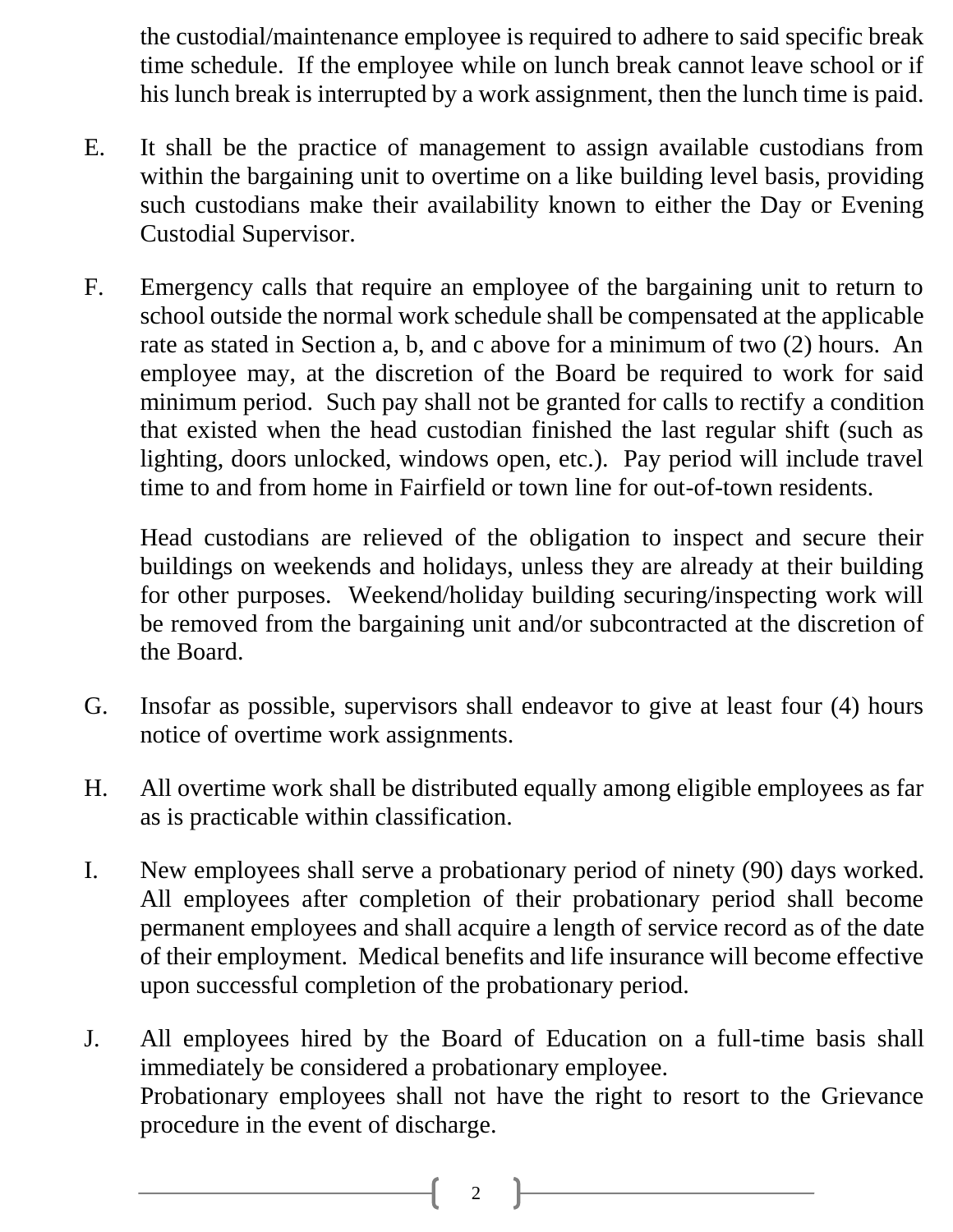the custodial/maintenance employee is required to adhere to said specific break time schedule. If the employee while on lunch break cannot leave school or if his lunch break is interrupted by a work assignment, then the lunch time is paid.

E. It shall be the practice of management to assign available custodians from within the bargaining unit to overtime on a like building level basis, providing such custodians make their availability known to either the Day or Evening Custodial Supervisor.

F. Emergency calls that require an employee of the bargaining unit to return to school outside the normal work schedule shall be compensated at the applicable rate as stated in Section a, b, and c above for a minimum of two (2) hours. An employee may, at the discretion of the Board be required to work for said minimum period. Such pay shall not be granted for calls to rectify a condition that existed when the head custodian finished the last regular shift (such as lighting, doors unlocked, windows open, etc.). Pay period will include travel time to and from home in Fairfield or town line for out-of-town residents.

   Head custodians are relieved of the obligation to inspect and secure their buildings on weekends and holidays, unless they are already at their building for other purposes. Weekend/holiday building securing/inspecting work will be removed from the bargaining unit and/or subcontracted at the discretion of the Board.

G. Insofar as possible, supervisors shall endeavor to give at least four (4) hours notice of overtime work assignments.

H. All overtime work shall be distributed equally among eligible employees as far as is practicable within classification.

I. New employees shall serve a probationary period of ninety (90) days worked. All employees after completion of their probationary period shall become permanent employees and shall acquire a length of service record as of the date of their employment. Medical benefits and life insurance will become effective upon successful completion of the probationary period.

J. All employees hired by the Board of Education on a full-time basis shall immediately be considered a probationary employee.
   Probationary employees shall not have the right to resort to the Grievance procedure in the event of discharge.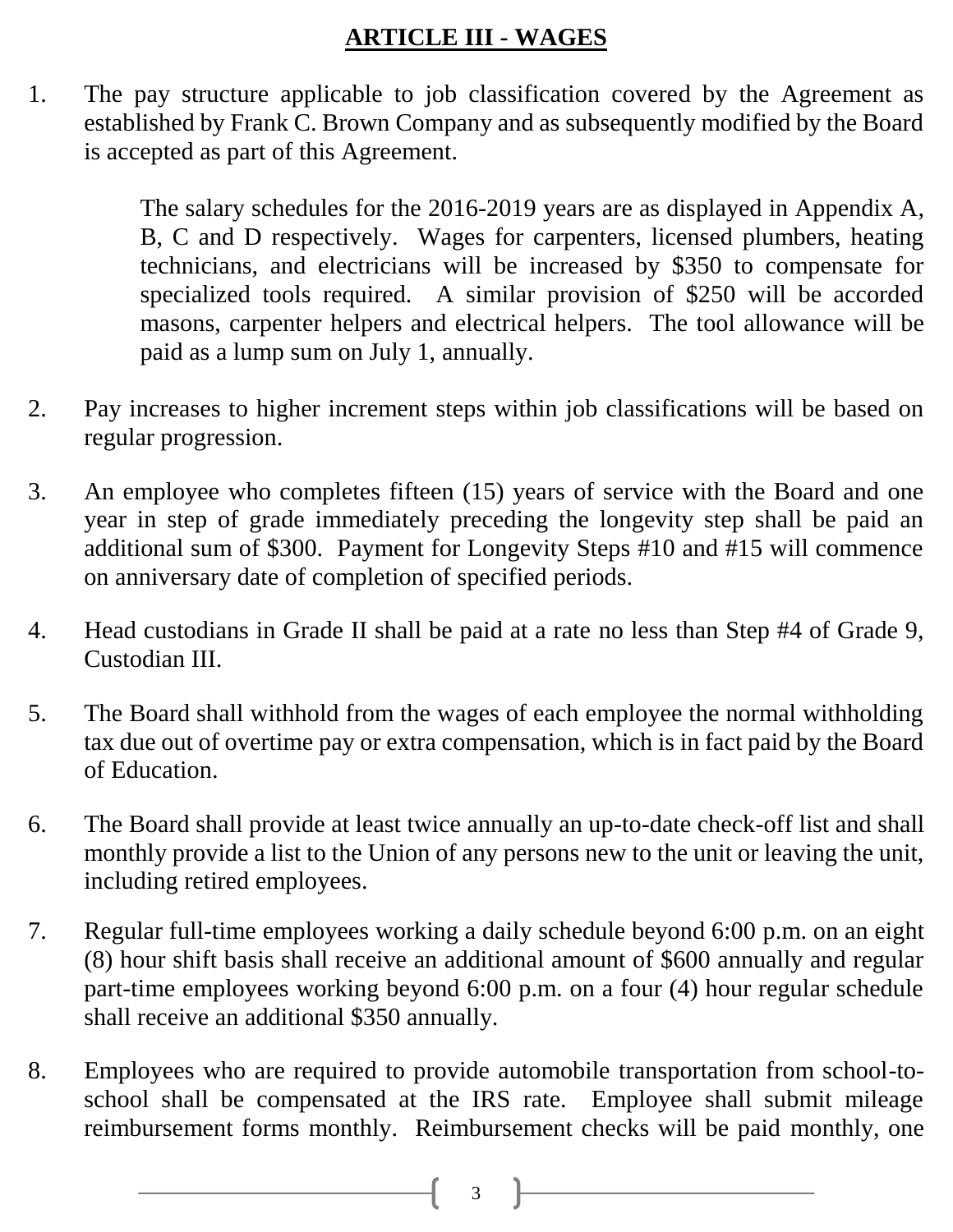## ARTICLE III - WAGES

1. The pay structure applicable to job classification covered by the Agreement as established by Frank C. Brown Company and as subsequently modified by the Board is accepted as part of this Agreement.

   The salary schedules for the 2016-2019 years are as displayed in Appendix A, B, C and D respectively. Wages for carpenters, licensed plumbers, heating technicians, and electricians will be increased by $350 to compensate for specialized tools required. A similar provision of $250 will be accorded masons, carpenter helpers and electrical helpers. The tool allowance will be paid as a lump sum on July 1, annually.

2. Pay increases to higher increment steps within job classifications will be based on regular progression.

3. An employee who completes fifteen (15) years of service with the Board and one year in step of grade immediately preceding the longevity step shall be paid an additional sum of $300. Payment for Longevity Steps #10 and #15 will commence on anniversary date of completion of specified periods.

4. Head custodians in Grade II shall be paid at a rate no less than Step #4 of Grade 9, Custodian III.

5. The Board shall withhold from the wages of each employee the normal withholding tax due out of overtime pay or extra compensation, which is in fact paid by the Board of Education.

6. The Board shall provide at least twice annually an up-to-date check-off list and shall monthly provide a list to the Union of any persons new to the unit or leaving the unit, including retired employees.

7. Regular full-time employees working a daily schedule beyond 6:00 p.m. on an eight (8) hour shift basis shall receive an additional amount of $600 annually and regular part-time employees working beyond 6:00 p.m. on a four (4) hour regular schedule shall receive an additional $350 annually.

8. Employees who are required to provide automobile transportation from school-to-school shall be compensated at the IRS rate. Employee shall submit mileage reimbursement forms monthly. Reimbursement checks will be paid monthly, one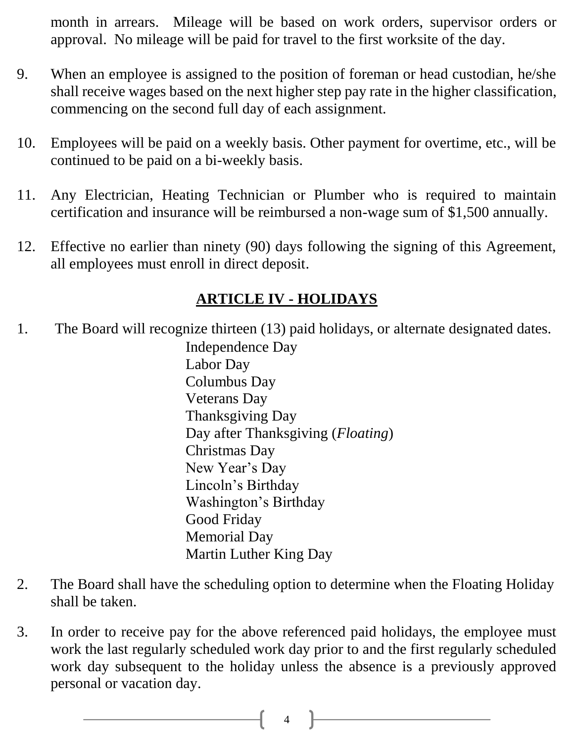month in arrears. Mileage will be based on work orders, supervisor orders or approval. No mileage will be paid for travel to the first worksite of the day.

9. When an employee is assigned to the position of foreman or head custodian, he/she shall receive wages based on the next higher step pay rate in the higher classification, commencing on the second full day of each assignment.

10. Employees will be paid on a weekly basis. Other payment for overtime, etc., will be continued to be paid on a bi-weekly basis.

11. Any Electrician, Heating Technician or Plumber who is required to maintain certification and insurance will be reimbursed a non-wage sum of $1,500 annually.

12. Effective no earlier than ninety (90) days following the signing of this Agreement, all employees must enroll in direct deposit.

## ARTICLE IV - HOLIDAYS

1. The Board will recognize thirteen (13) paid holidays, or alternate designated dates.

   Independence Day
   Labor Day
   Columbus Day
   Veterans Day
   Thanksgiving Day
   Day after Thanksgiving (*Floating*)
   Christmas Day
   New Year's Day
   Lincoln's Birthday
   Washington's Birthday
   Good Friday
   Memorial Day
   Martin Luther King Day

2. The Board shall have the scheduling option to determine when the Floating Holiday shall be taken.

3. In order to receive pay for the above referenced paid holidays, the employee must work the last regularly scheduled work day prior to and the first regularly scheduled work day subsequent to the holiday unless the absence is a previously approved personal or vacation day.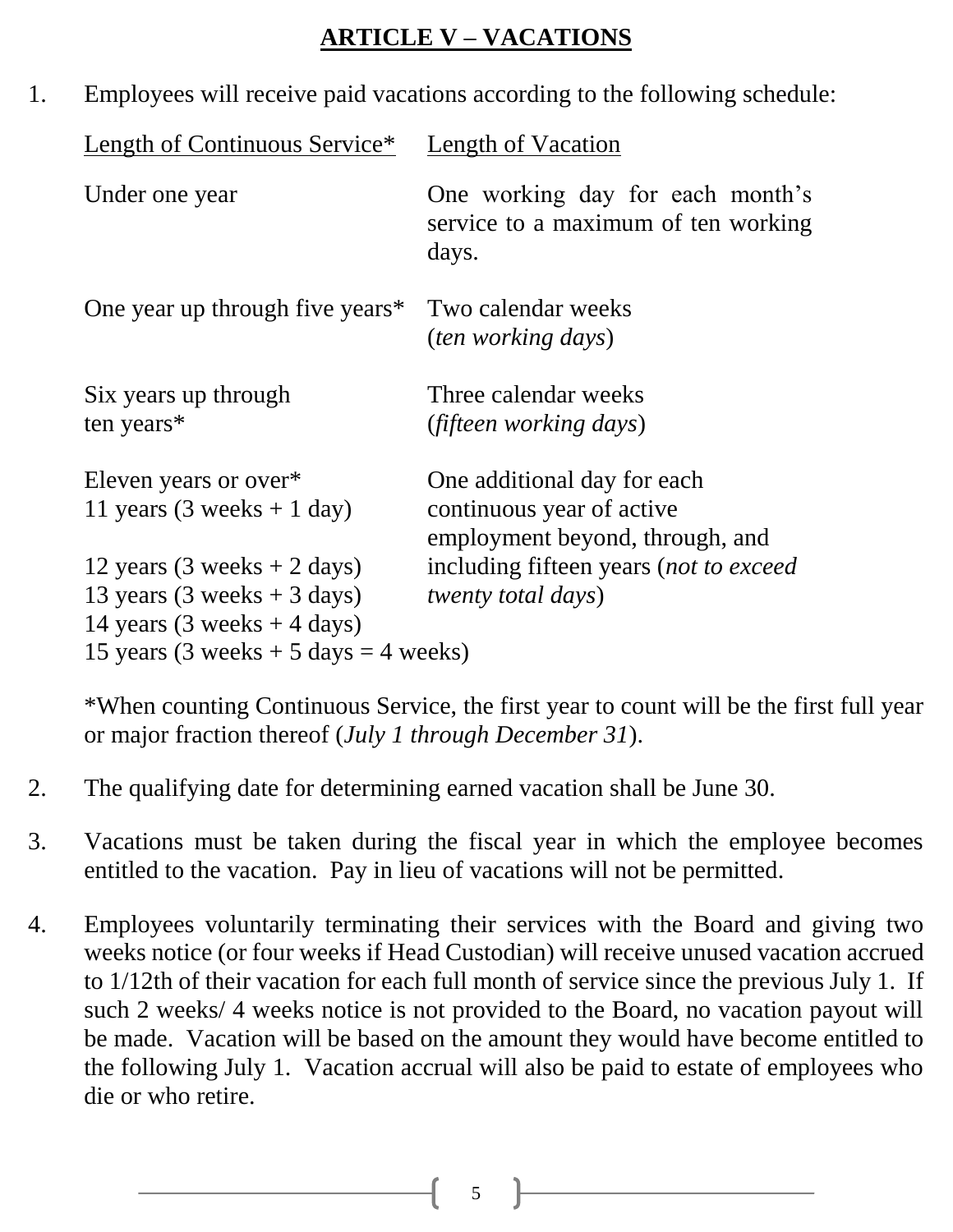## ARTICLE V – VACATIONS

1. Employees will receive paid vacations according to the following schedule:

| Length of Continuous Service* | Length of Vacation |
|---|---|
| Under one year | One working day for each month's service to a maximum of ten working days. |
| One year up through five years* | Two calendar weeks (*ten working days*) |
| Six years up through ten years* | Three calendar weeks (*fifteen working days*) |
| Eleven years or over*<br>11 years (3 weeks + 1 day)<br>12 years (3 weeks + 2 days)<br>13 years (3 weeks + 3 days)<br>14 years (3 weeks + 4 days)<br>15 years (3 weeks + 5 days = 4 weeks) | One additional day for each continuous year of active employment beyond, through, and including fifteen years (*not to exceed twenty total days*) |

   *When counting Continuous Service, the first year to count will be the first full year or major fraction thereof (*July 1 through December 31*).

2. The qualifying date for determining earned vacation shall be June 30.

3. Vacations must be taken during the fiscal year in which the employee becomes entitled to the vacation. Pay in lieu of vacations will not be permitted.

4. Employees voluntarily terminating their services with the Board and giving two weeks notice (or four weeks if Head Custodian) will receive unused vacation accrued to 1/12th of their vacation for each full month of service since the previous July 1. If such 2 weeks/ 4 weeks notice is not provided to the Board, no vacation payout will be made. Vacation will be based on the amount they would have become entitled to the following July 1. Vacation accrual will also be paid to estate of employees who die or who retire.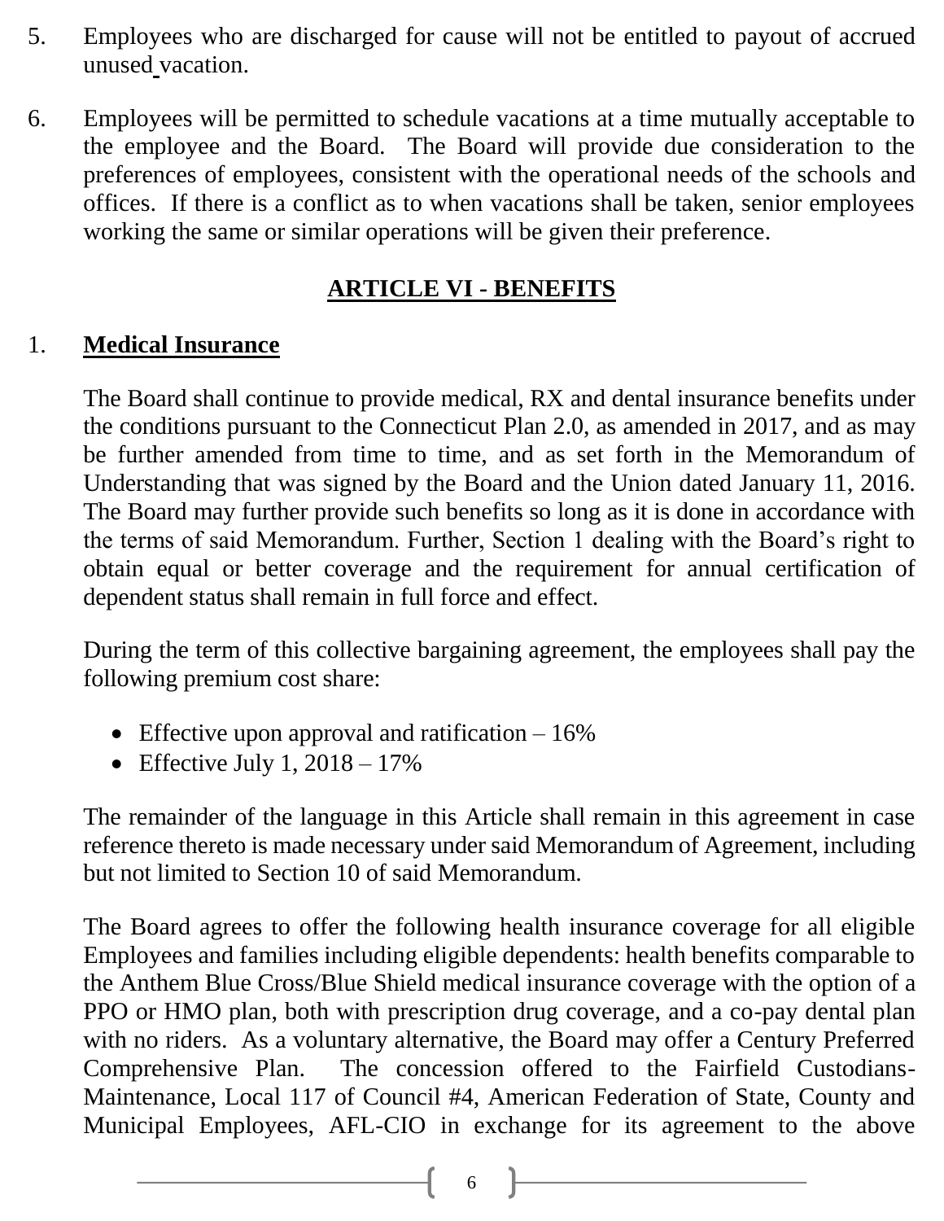5. Employees who are discharged for cause will not be entitled to payout of accrued unused vacation.

6. Employees will be permitted to schedule vacations at a time mutually acceptable to the employee and the Board. The Board will provide due consideration to the preferences of employees, consistent with the operational needs of the schools and offices. If there is a conflict as to when vacations shall be taken, senior employees working the same or similar operations will be given their preference.

## ARTICLE VI - BENEFITS

1. **Medical Insurance**

The Board shall continue to provide medical, RX and dental insurance benefits under the conditions pursuant to the Connecticut Plan 2.0, as amended in 2017, and as may be further amended from time to time, and as set forth in the Memorandum of Understanding that was signed by the Board and the Union dated January 11, 2016. The Board may further provide such benefits so long as it is done in accordance with the terms of said Memorandum. Further, Section 1 dealing with the Board's right to obtain equal or better coverage and the requirement for annual certification of dependent status shall remain in full force and effect.

During the term of this collective bargaining agreement, the employees shall pay the following premium cost share:

- Effective upon approval and ratification – 16%
- Effective July 1, 2018 – 17%

The remainder of the language in this Article shall remain in this agreement in case reference thereto is made necessary under said Memorandum of Agreement, including but not limited to Section 10 of said Memorandum.

The Board agrees to offer the following health insurance coverage for all eligible Employees and families including eligible dependents: health benefits comparable to the Anthem Blue Cross/Blue Shield medical insurance coverage with the option of a PPO or HMO plan, both with prescription drug coverage, and a co-pay dental plan with no riders. As a voluntary alternative, the Board may offer a Century Preferred Comprehensive Plan. The concession offered to the Fairfield Custodians-Maintenance, Local 117 of Council #4, American Federation of State, County and Municipal Employees, AFL-CIO in exchange for its agreement to the above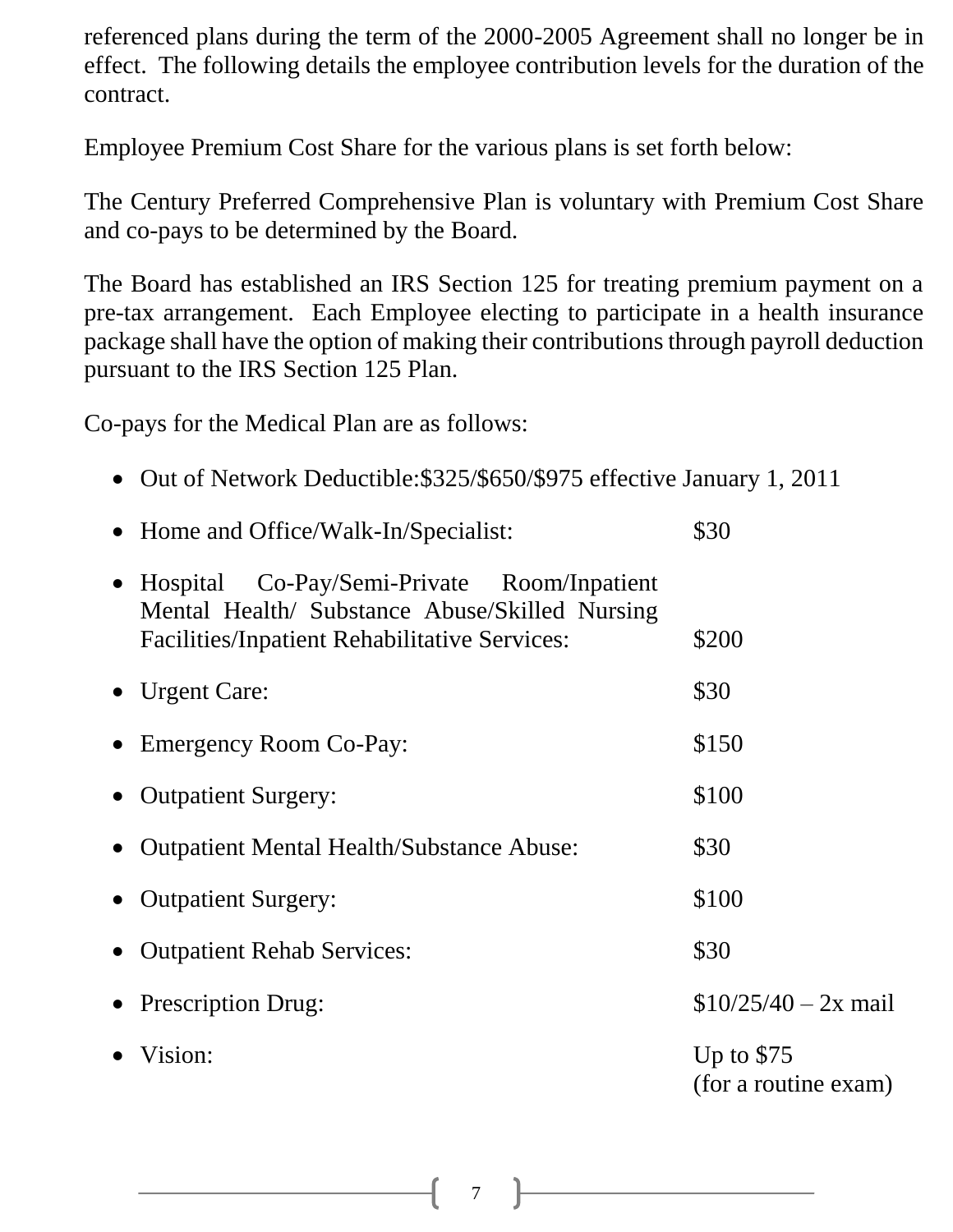referenced plans during the term of the 2000-2005 Agreement shall no longer be in effect. The following details the employee contribution levels for the duration of the contract.

Employee Premium Cost Share for the various plans is set forth below:

The Century Preferred Comprehensive Plan is voluntary with Premium Cost Share and co-pays to be determined by the Board.

The Board has established an IRS Section 125 for treating premium payment on a pre-tax arrangement. Each Employee electing to participate in a health insurance package shall have the option of making their contributions through payroll deduction pursuant to the IRS Section 125 Plan.

Co-pays for the Medical Plan are as follows:

- Out of Network Deductible:$325/$650/$975 effective January 1, 2011
- Home and Office/Walk-In/Specialist: $30
- Hospital Co-Pay/Semi-Private Room/Inpatient Mental Health/ Substance Abuse/Skilled Nursing Facilities/Inpatient Rehabilitative Services: $200
- Urgent Care: $30
- Emergency Room Co-Pay: $150
- Outpatient Surgery: $100
- Outpatient Mental Health/Substance Abuse: $30
- Outpatient Surgery: $100
- Outpatient Rehab Services: $30
- Prescription Drug: $10/25/40 – 2x mail
- Vision: Up to $75 (for a routine exam)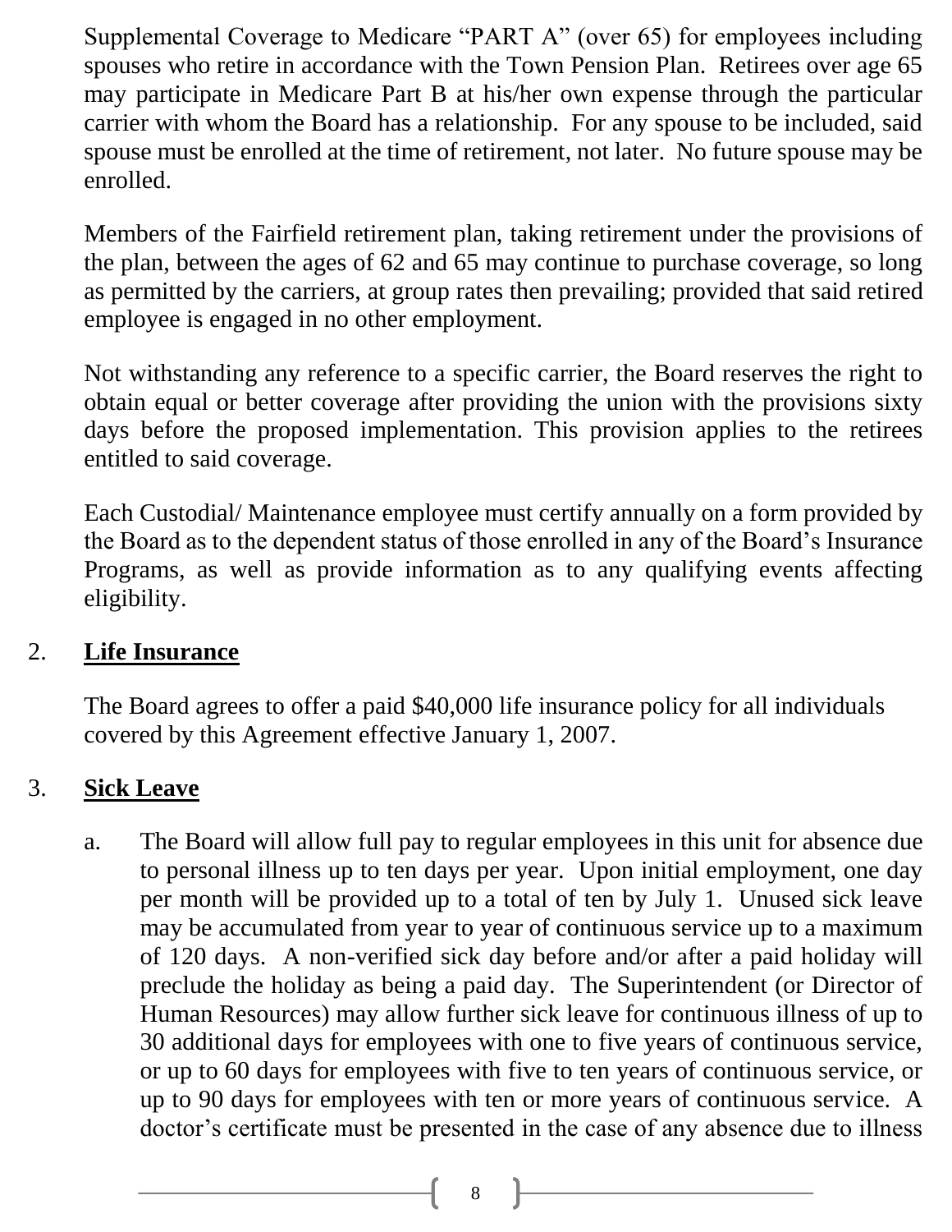Supplemental Coverage to Medicare "PART A" (over 65) for employees including spouses who retire in accordance with the Town Pension Plan. Retirees over age 65 may participate in Medicare Part B at his/her own expense through the particular carrier with whom the Board has a relationship. For any spouse to be included, said spouse must be enrolled at the time of retirement, not later. No future spouse may be enrolled.

Members of the Fairfield retirement plan, taking retirement under the provisions of the plan, between the ages of 62 and 65 may continue to purchase coverage, so long as permitted by the carriers, at group rates then prevailing; provided that said retired employee is engaged in no other employment.

Not withstanding any reference to a specific carrier, the Board reserves the right to obtain equal or better coverage after providing the union with the provisions sixty days before the proposed implementation. This provision applies to the retirees entitled to said coverage.

Each Custodial/ Maintenance employee must certify annually on a form provided by the Board as to the dependent status of those enrolled in any of the Board's Insurance Programs, as well as provide information as to any qualifying events affecting eligibility.

2. **<u>Life Insurance</u>**

The Board agrees to offer a paid $40,000 life insurance policy for all individuals covered by this Agreement effective January 1, 2007.

3. **<u>Sick Leave</u>**

a. The Board will allow full pay to regular employees in this unit for absence due to personal illness up to ten days per year. Upon initial employment, one day per month will be provided up to a total of ten by July 1. Unused sick leave may be accumulated from year to year of continuous service up to a maximum of 120 days. A non-verified sick day before and/or after a paid holiday will preclude the holiday as being a paid day. The Superintendent (or Director of Human Resources) may allow further sick leave for continuous illness of up to 30 additional days for employees with one to five years of continuous service, or up to 60 days for employees with five to ten years of continuous service, or up to 90 days for employees with ten or more years of continuous service. A doctor's certificate must be presented in the case of any absence due to illness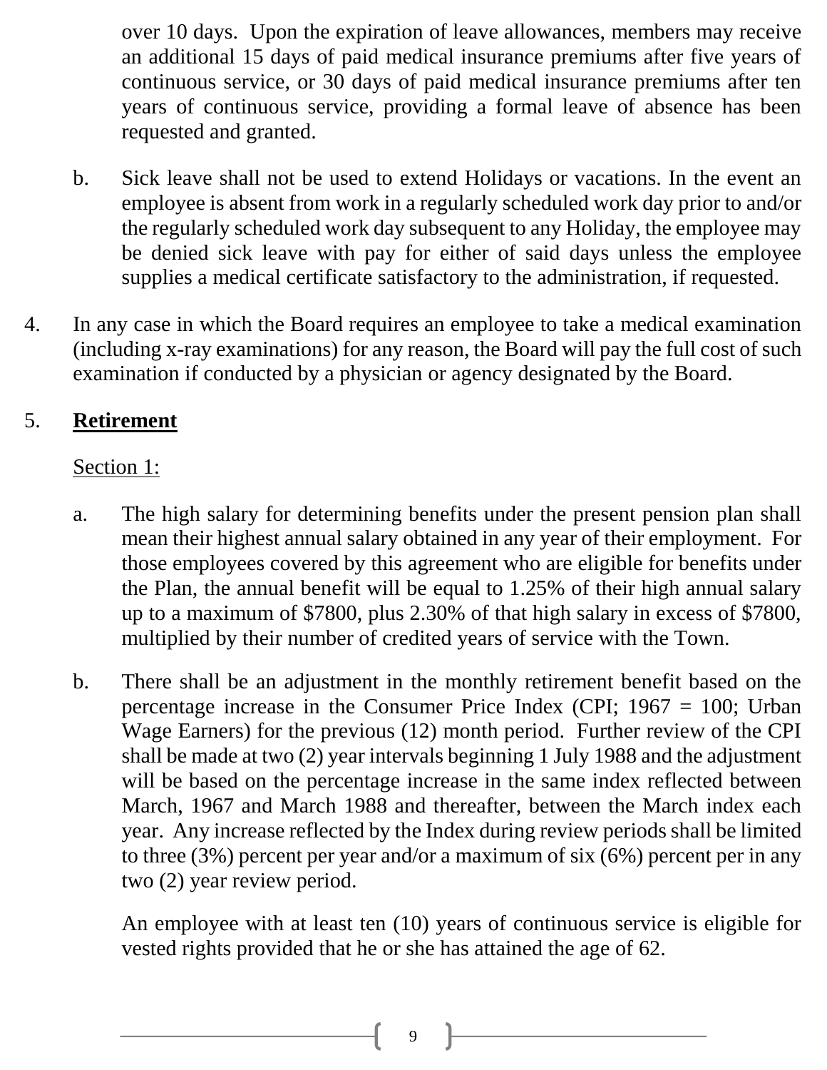over 10 days. Upon the expiration of leave allowances, members may receive an additional 15 days of paid medical insurance premiums after five years of continuous service, or 30 days of paid medical insurance premiums after ten years of continuous service, providing a formal leave of absence has been requested and granted.

b. Sick leave shall not be used to extend Holidays or vacations. In the event an employee is absent from work in a regularly scheduled work day prior to and/or the regularly scheduled work day subsequent to any Holiday, the employee may be denied sick leave with pay for either of said days unless the employee supplies a medical certificate satisfactory to the administration, if requested.

4. In any case in which the Board requires an employee to take a medical examination (including x-ray examinations) for any reason, the Board will pay the full cost of such examination if conducted by a physician or agency designated by the Board.

5. **Retirement**

Section 1:

a. The high salary for determining benefits under the present pension plan shall mean their highest annual salary obtained in any year of their employment. For those employees covered by this agreement who are eligible for benefits under the Plan, the annual benefit will be equal to 1.25% of their high annual salary up to a maximum of $7800, plus 2.30% of that high salary in excess of $7800, multiplied by their number of credited years of service with the Town.

b. There shall be an adjustment in the monthly retirement benefit based on the percentage increase in the Consumer Price Index (CPI; 1967 = 100; Urban Wage Earners) for the previous (12) month period. Further review of the CPI shall be made at two (2) year intervals beginning 1 July 1988 and the adjustment will be based on the percentage increase in the same index reflected between March, 1967 and March 1988 and thereafter, between the March index each year. Any increase reflected by the Index during review periods shall be limited to three (3%) percent per year and/or a maximum of six (6%) percent per in any two (2) year review period.

An employee with at least ten (10) years of continuous service is eligible for vested rights provided that he or she has attained the age of 62.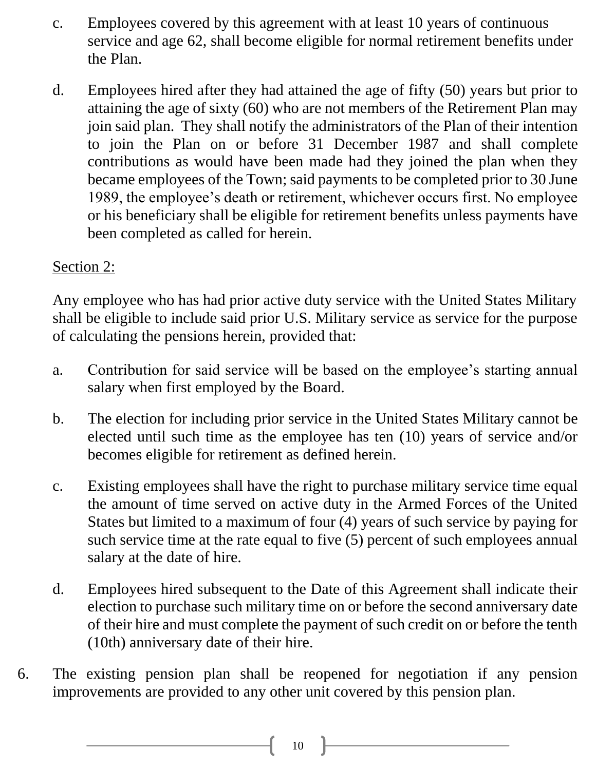c. Employees covered by this agreement with at least 10 years of continuous service and age 62, shall become eligible for normal retirement benefits under the Plan.

d. Employees hired after they had attained the age of fifty (50) years but prior to attaining the age of sixty (60) who are not members of the Retirement Plan may join said plan. They shall notify the administrators of the Plan of their intention to join the Plan on or before 31 December 1987 and shall complete contributions as would have been made had they joined the plan when they became employees of the Town; said payments to be completed prior to 30 June 1989, the employee's death or retirement, whichever occurs first. No employee or his beneficiary shall be eligible for retirement benefits unless payments have been completed as called for herein.

Section 2:

Any employee who has had prior active duty service with the United States Military shall be eligible to include said prior U.S. Military service as service for the purpose of calculating the pensions herein, provided that:

a. Contribution for said service will be based on the employee's starting annual salary when first employed by the Board.

b. The election for including prior service in the United States Military cannot be elected until such time as the employee has ten (10) years of service and/or becomes eligible for retirement as defined herein.

c. Existing employees shall have the right to purchase military service time equal the amount of time served on active duty in the Armed Forces of the United States but limited to a maximum of four (4) years of such service by paying for such service time at the rate equal to five (5) percent of such employees annual salary at the date of hire.

d. Employees hired subsequent to the Date of this Agreement shall indicate their election to purchase such military time on or before the second anniversary date of their hire and must complete the payment of such credit on or before the tenth (10th) anniversary date of their hire.

6. The existing pension plan shall be reopened for negotiation if any pension improvements are provided to any other unit covered by this pension plan.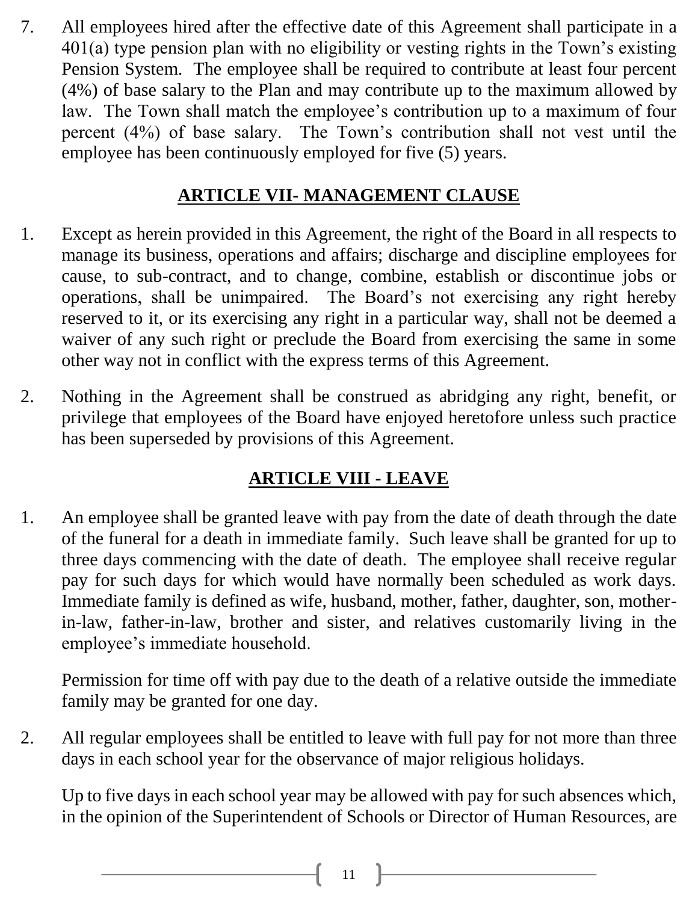7. All employees hired after the effective date of this Agreement shall participate in a 401(a) type pension plan with no eligibility or vesting rights in the Town's existing Pension System. The employee shall be required to contribute at least four percent (4%) of base salary to the Plan and may contribute up to the maximum allowed by law. The Town shall match the employee's contribution up to a maximum of four percent (4%) of base salary. The Town's contribution shall not vest until the employee has been continuously employed for five (5) years.

## ARTICLE VII- MANAGEMENT CLAUSE

1. Except as herein provided in this Agreement, the right of the Board in all respects to manage its business, operations and affairs; discharge and discipline employees for cause, to sub-contract, and to change, combine, establish or discontinue jobs or operations, shall be unimpaired. The Board's not exercising any right hereby reserved to it, or its exercising any right in a particular way, shall not be deemed a waiver of any such right or preclude the Board from exercising the same in some other way not in conflict with the express terms of this Agreement.

2. Nothing in the Agreement shall be construed as abridging any right, benefit, or privilege that employees of the Board have enjoyed heretofore unless such practice has been superseded by provisions of this Agreement.

## ARTICLE VIII - LEAVE

1. An employee shall be granted leave with pay from the date of death through the date of the funeral for a death in immediate family. Such leave shall be granted for up to three days commencing with the date of death. The employee shall receive regular pay for such days for which would have normally been scheduled as work days. Immediate family is defined as wife, husband, mother, father, daughter, son, mother-in-law, father-in-law, brother and sister, and relatives customarily living in the employee's immediate household.

   Permission for time off with pay due to the death of a relative outside the immediate family may be granted for one day.

2. All regular employees shall be entitled to leave with full pay for not more than three days in each school year for the observance of major religious holidays.

   Up to five days in each school year may be allowed with pay for such absences which, in the opinion of the Superintendent of Schools or Director of Human Resources, are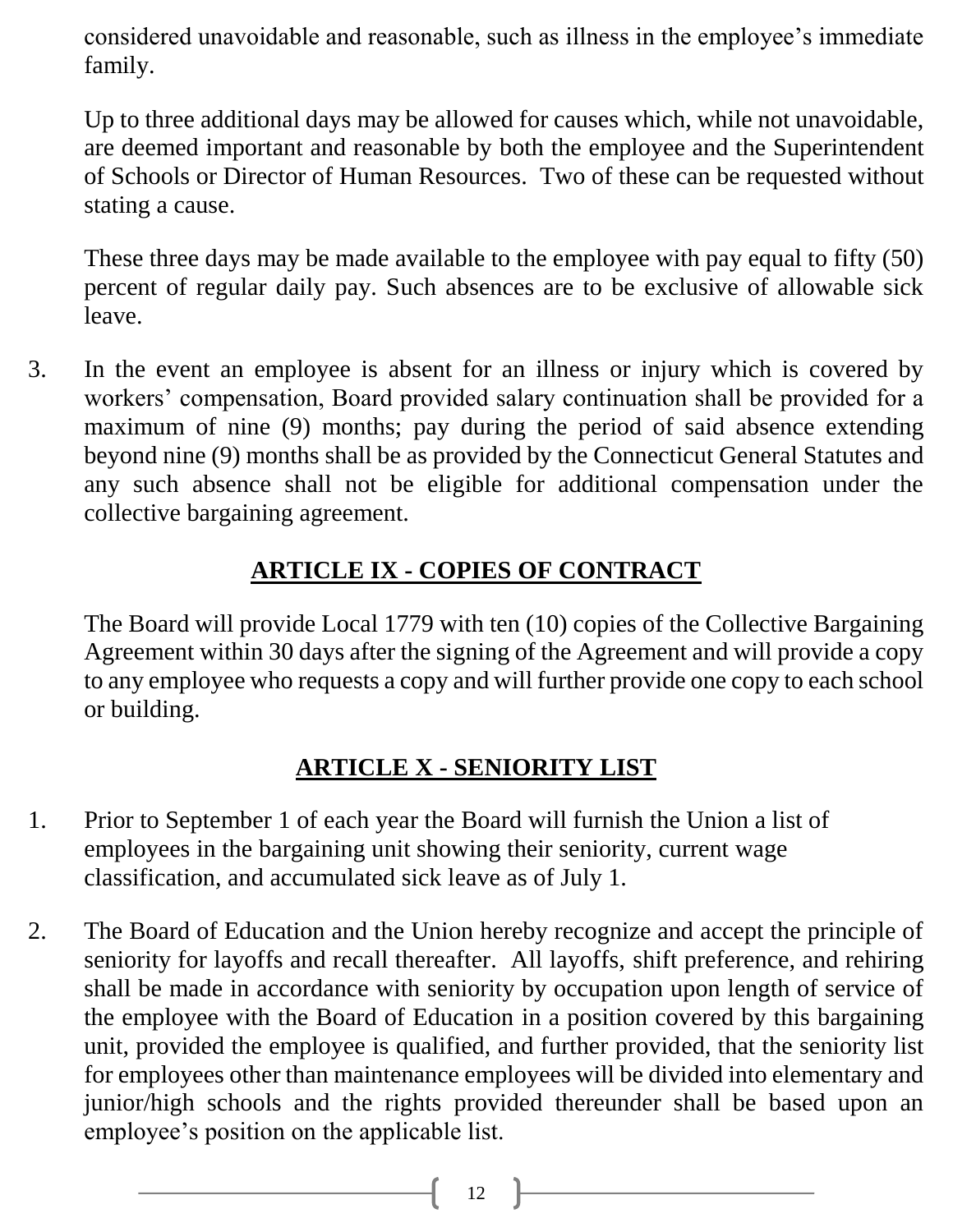considered unavoidable and reasonable, such as illness in the employee's immediate family.

Up to three additional days may be allowed for causes which, while not unavoidable, are deemed important and reasonable by both the employee and the Superintendent of Schools or Director of Human Resources. Two of these can be requested without stating a cause.

These three days may be made available to the employee with pay equal to fifty (50) percent of regular daily pay. Such absences are to be exclusive of allowable sick leave.

3. In the event an employee is absent for an illness or injury which is covered by workers' compensation, Board provided salary continuation shall be provided for a maximum of nine (9) months; pay during the period of said absence extending beyond nine (9) months shall be as provided by the Connecticut General Statutes and any such absence shall not be eligible for additional compensation under the collective bargaining agreement.

## ARTICLE IX - COPIES OF CONTRACT

The Board will provide Local 1779 with ten (10) copies of the Collective Bargaining Agreement within 30 days after the signing of the Agreement and will provide a copy to any employee who requests a copy and will further provide one copy to each school or building.

## ARTICLE X - SENIORITY LIST

1. Prior to September 1 of each year the Board will furnish the Union a list of employees in the bargaining unit showing their seniority, current wage classification, and accumulated sick leave as of July 1.

2. The Board of Education and the Union hereby recognize and accept the principle of seniority for layoffs and recall thereafter. All layoffs, shift preference, and rehiring shall be made in accordance with seniority by occupation upon length of service of the employee with the Board of Education in a position covered by this bargaining unit, provided the employee is qualified, and further provided, that the seniority list for employees other than maintenance employees will be divided into elementary and junior/high schools and the rights provided thereunder shall be based upon an employee's position on the applicable list.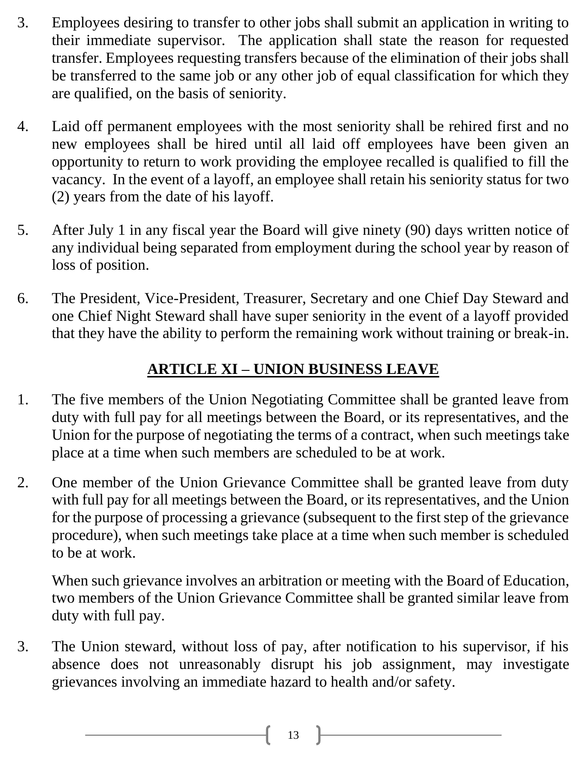3. Employees desiring to transfer to other jobs shall submit an application in writing to their immediate supervisor. The application shall state the reason for requested transfer. Employees requesting transfers because of the elimination of their jobs shall be transferred to the same job or any other job of equal classification for which they are qualified, on the basis of seniority.

4. Laid off permanent employees with the most seniority shall be rehired first and no new employees shall be hired until all laid off employees have been given an opportunity to return to work providing the employee recalled is qualified to fill the vacancy. In the event of a layoff, an employee shall retain his seniority status for two (2) years from the date of his layoff.

5. After July 1 in any fiscal year the Board will give ninety (90) days written notice of any individual being separated from employment during the school year by reason of loss of position.

6. The President, Vice-President, Treasurer, Secretary and one Chief Day Steward and one Chief Night Steward shall have super seniority in the event of a layoff provided that they have the ability to perform the remaining work without training or break-in.

## ARTICLE XI – UNION BUSINESS LEAVE

1. The five members of the Union Negotiating Committee shall be granted leave from duty with full pay for all meetings between the Board, or its representatives, and the Union for the purpose of negotiating the terms of a contract, when such meetings take place at a time when such members are scheduled to be at work.

2. One member of the Union Grievance Committee shall be granted leave from duty with full pay for all meetings between the Board, or its representatives, and the Union for the purpose of processing a grievance (subsequent to the first step of the grievance procedure), when such meetings take place at a time when such member is scheduled to be at work.

   When such grievance involves an arbitration or meeting with the Board of Education, two members of the Union Grievance Committee shall be granted similar leave from duty with full pay.

3. The Union steward, without loss of pay, after notification to his supervisor, if his absence does not unreasonably disrupt his job assignment, may investigate grievances involving an immediate hazard to health and/or safety.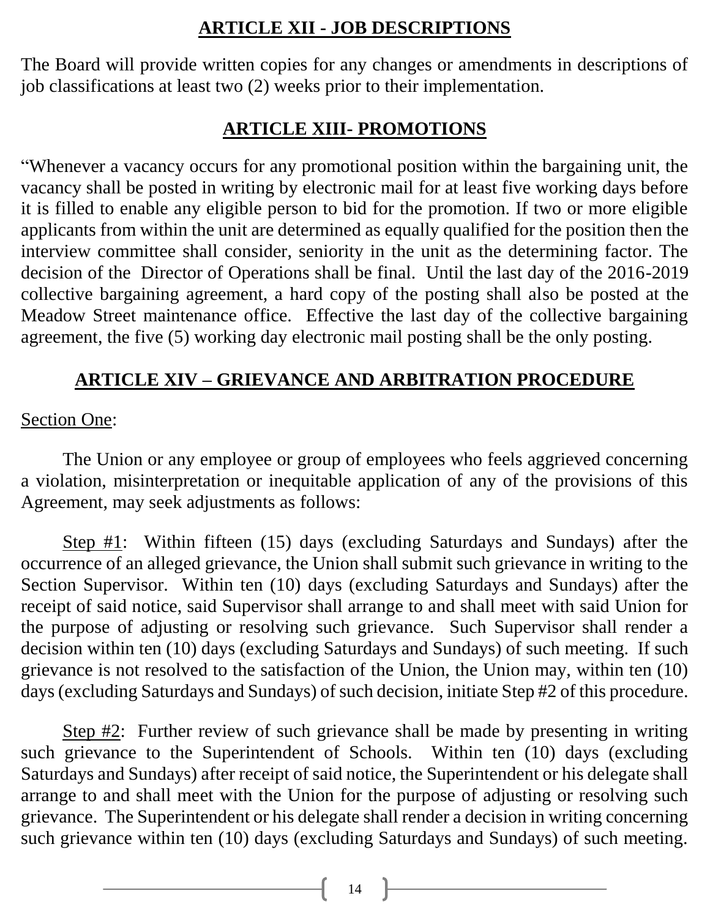## ARTICLE XII - JOB DESCRIPTIONS

The Board will provide written copies for any changes or amendments in descriptions of job classifications at least two (2) weeks prior to their implementation.

## ARTICLE XIII- PROMOTIONS

"Whenever a vacancy occurs for any promotional position within the bargaining unit, the vacancy shall be posted in writing by electronic mail for at least five working days before it is filled to enable any eligible person to bid for the promotion. If two or more eligible applicants from within the unit are determined as equally qualified for the position then the interview committee shall consider, seniority in the unit as the determining factor. The decision of the Director of Operations shall be final. Until the last day of the 2016-2019 collective bargaining agreement, a hard copy of the posting shall also be posted at the Meadow Street maintenance office. Effective the last day of the collective bargaining agreement, the five (5) working day electronic mail posting shall be the only posting.

## ARTICLE XIV – GRIEVANCE AND ARBITRATION PROCEDURE

Section One:

The Union or any employee or group of employees who feels aggrieved concerning a violation, misinterpretation or inequitable application of any of the provisions of this Agreement, may seek adjustments as follows:

Step #1: Within fifteen (15) days (excluding Saturdays and Sundays) after the occurrence of an alleged grievance, the Union shall submit such grievance in writing to the Section Supervisor. Within ten (10) days (excluding Saturdays and Sundays) after the receipt of said notice, said Supervisor shall arrange to and shall meet with said Union for the purpose of adjusting or resolving such grievance. Such Supervisor shall render a decision within ten (10) days (excluding Saturdays and Sundays) of such meeting. If such grievance is not resolved to the satisfaction of the Union, the Union may, within ten (10) days (excluding Saturdays and Sundays) of such decision, initiate Step #2 of this procedure.

Step #2: Further review of such grievance shall be made by presenting in writing such grievance to the Superintendent of Schools. Within ten (10) days (excluding Saturdays and Sundays) after receipt of said notice, the Superintendent or his delegate shall arrange to and shall meet with the Union for the purpose of adjusting or resolving such grievance. The Superintendent or his delegate shall render a decision in writing concerning such grievance within ten (10) days (excluding Saturdays and Sundays) of such meeting.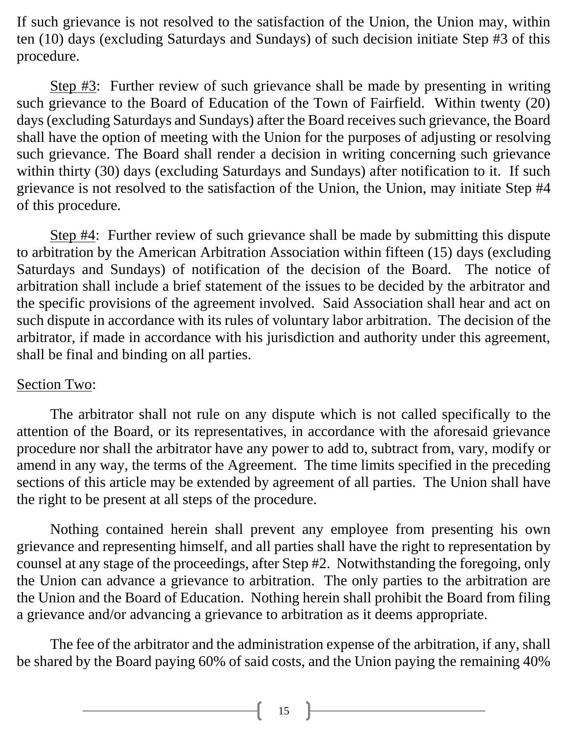If such grievance is not resolved to the satisfaction of the Union, the Union may, within ten (10) days (excluding Saturdays and Sundays) of such decision initiate Step #3 of this procedure.

<u>Step #3</u>: Further review of such grievance shall be made by presenting in writing such grievance to the Board of Education of the Town of Fairfield. Within twenty (20) days (excluding Saturdays and Sundays) after the Board receives such grievance, the Board shall have the option of meeting with the Union for the purposes of adjusting or resolving such grievance. The Board shall render a decision in writing concerning such grievance within thirty (30) days (excluding Saturdays and Sundays) after notification to it. If such grievance is not resolved to the satisfaction of the Union, the Union, may initiate Step #4 of this procedure.

<u>Step #4</u>: Further review of such grievance shall be made by submitting this dispute to arbitration by the American Arbitration Association within fifteen (15) days (excluding Saturdays and Sundays) of notification of the decision of the Board. The notice of arbitration shall include a brief statement of the issues to be decided by the arbitrator and the specific provisions of the agreement involved. Said Association shall hear and act on such dispute in accordance with its rules of voluntary labor arbitration. The decision of the arbitrator, if made in accordance with his jurisdiction and authority under this agreement, shall be final and binding on all parties.

<u>Section Two</u>:

The arbitrator shall not rule on any dispute which is not called specifically to the attention of the Board, or its representatives, in accordance with the aforesaid grievance procedure nor shall the arbitrator have any power to add to, subtract from, vary, modify or amend in any way, the terms of the Agreement. The time limits specified in the preceding sections of this article may be extended by agreement of all parties. The Union shall have the right to be present at all steps of the procedure.

Nothing contained herein shall prevent any employee from presenting his own grievance and representing himself, and all parties shall have the right to representation by counsel at any stage of the proceedings, after Step #2. Notwithstanding the foregoing, only the Union can advance a grievance to arbitration. The only parties to the arbitration are the Union and the Board of Education. Nothing herein shall prohibit the Board from filing a grievance and/or advancing a grievance to arbitration as it deems appropriate.

The fee of the arbitrator and the administration expense of the arbitration, if any, shall be shared by the Board paying 60% of said costs, and the Union paying the remaining 40%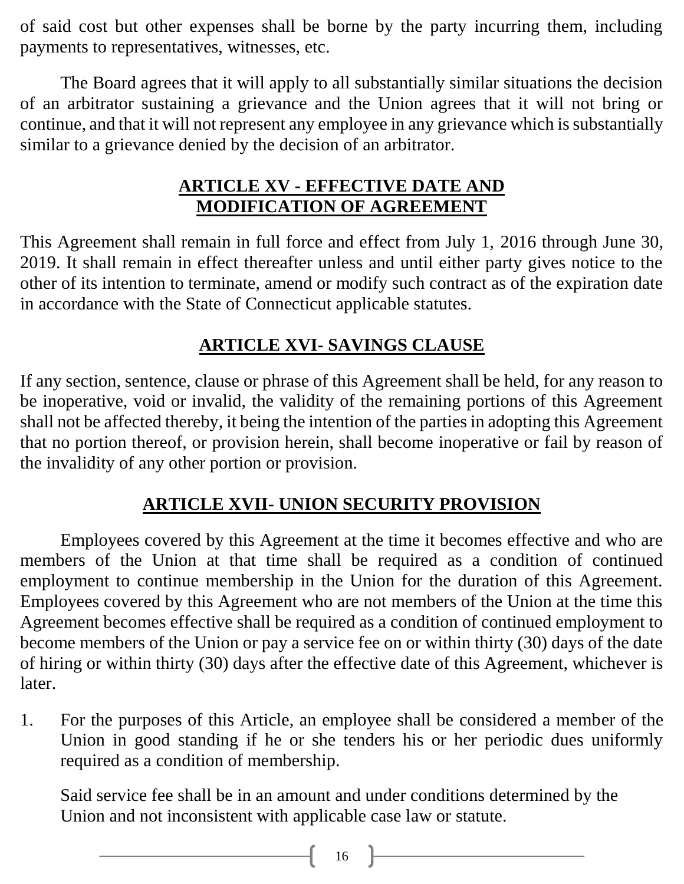of said cost but other expenses shall be borne by the party incurring them, including payments to representatives, witnesses, etc.

The Board agrees that it will apply to all substantially similar situations the decision of an arbitrator sustaining a grievance and the Union agrees that it will not bring or continue, and that it will not represent any employee in any grievance which is substantially similar to a grievance denied by the decision of an arbitrator.

## ARTICLE XV - EFFECTIVE DATE AND MODIFICATION OF AGREEMENT

This Agreement shall remain in full force and effect from July 1, 2016 through June 30, 2019. It shall remain in effect thereafter unless and until either party gives notice to the other of its intention to terminate, amend or modify such contract as of the expiration date in accordance with the State of Connecticut applicable statutes.

## ARTICLE XVI- SAVINGS CLAUSE

If any section, sentence, clause or phrase of this Agreement shall be held, for any reason to be inoperative, void or invalid, the validity of the remaining portions of this Agreement shall not be affected thereby, it being the intention of the parties in adopting this Agreement that no portion thereof, or provision herein, shall become inoperative or fail by reason of the invalidity of any other portion or provision.

## ARTICLE XVII- UNION SECURITY PROVISION

Employees covered by this Agreement at the time it becomes effective and who are members of the Union at that time shall be required as a condition of continued employment to continue membership in the Union for the duration of this Agreement. Employees covered by this Agreement who are not members of the Union at the time this Agreement becomes effective shall be required as a condition of continued employment to become members of the Union or pay a service fee on or within thirty (30) days of the date of hiring or within thirty (30) days after the effective date of this Agreement, whichever is later.

1. For the purposes of this Article, an employee shall be considered a member of the Union in good standing if he or she tenders his or her periodic dues uniformly required as a condition of membership.

   Said service fee shall be in an amount and under conditions determined by the Union and not inconsistent with applicable case law or statute.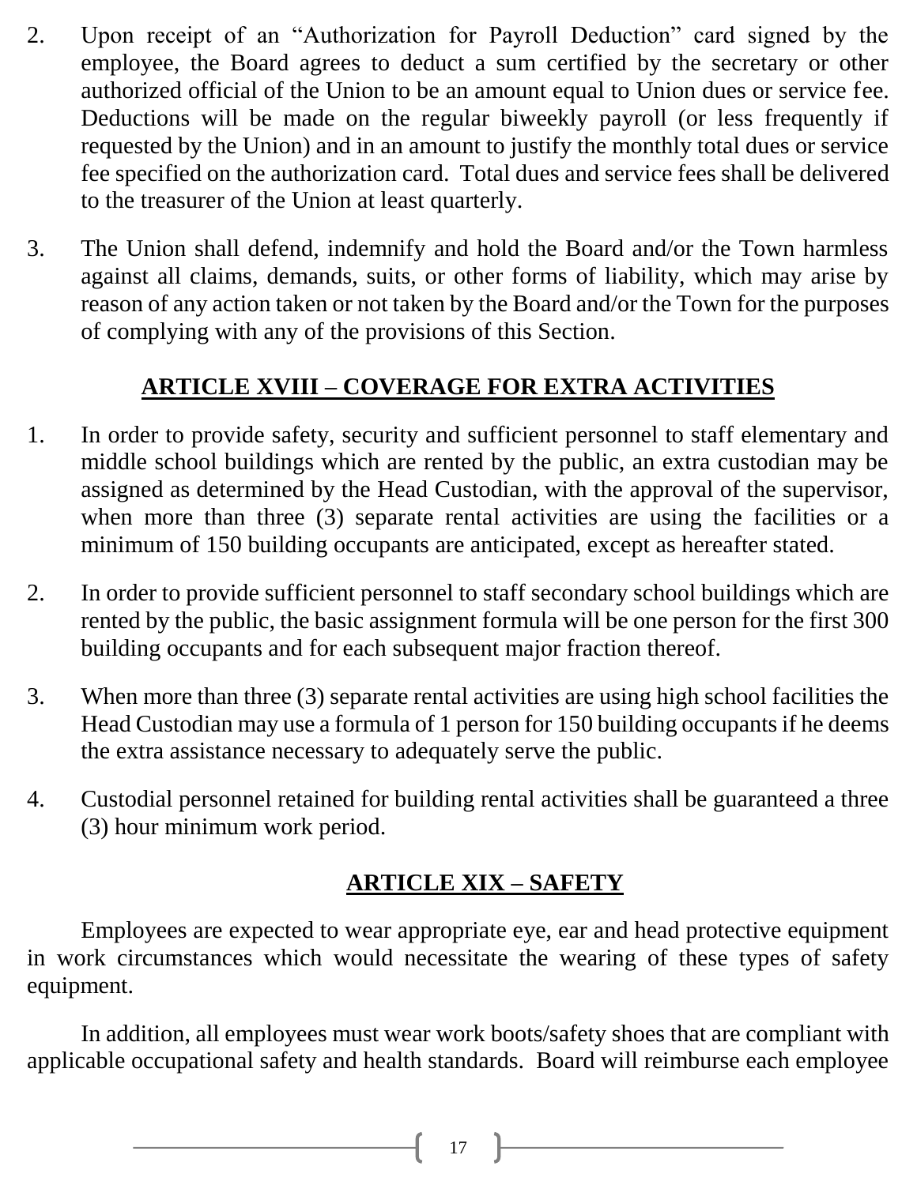2. Upon receipt of an "Authorization for Payroll Deduction" card signed by the employee, the Board agrees to deduct a sum certified by the secretary or other authorized official of the Union to be an amount equal to Union dues or service fee. Deductions will be made on the regular biweekly payroll (or less frequently if requested by the Union) and in an amount to justify the monthly total dues or service fee specified on the authorization card. Total dues and service fees shall be delivered to the treasurer of the Union at least quarterly.

3. The Union shall defend, indemnify and hold the Board and/or the Town harmless against all claims, demands, suits, or other forms of liability, which may arise by reason of any action taken or not taken by the Board and/or the Town for the purposes of complying with any of the provisions of this Section.

## ARTICLE XVIII – COVERAGE FOR EXTRA ACTIVITIES

1. In order to provide safety, security and sufficient personnel to staff elementary and middle school buildings which are rented by the public, an extra custodian may be assigned as determined by the Head Custodian, with the approval of the supervisor, when more than three (3) separate rental activities are using the facilities or a minimum of 150 building occupants are anticipated, except as hereafter stated.

2. In order to provide sufficient personnel to staff secondary school buildings which are rented by the public, the basic assignment formula will be one person for the first 300 building occupants and for each subsequent major fraction thereof.

3. When more than three (3) separate rental activities are using high school facilities the Head Custodian may use a formula of 1 person for 150 building occupants if he deems the extra assistance necessary to adequately serve the public.

4. Custodial personnel retained for building rental activities shall be guaranteed a three (3) hour minimum work period.

## ARTICLE XIX – SAFETY

Employees are expected to wear appropriate eye, ear and head protective equipment in work circumstances which would necessitate the wearing of these types of safety equipment.

In addition, all employees must wear work boots/safety shoes that are compliant with applicable occupational safety and health standards. Board will reimburse each employee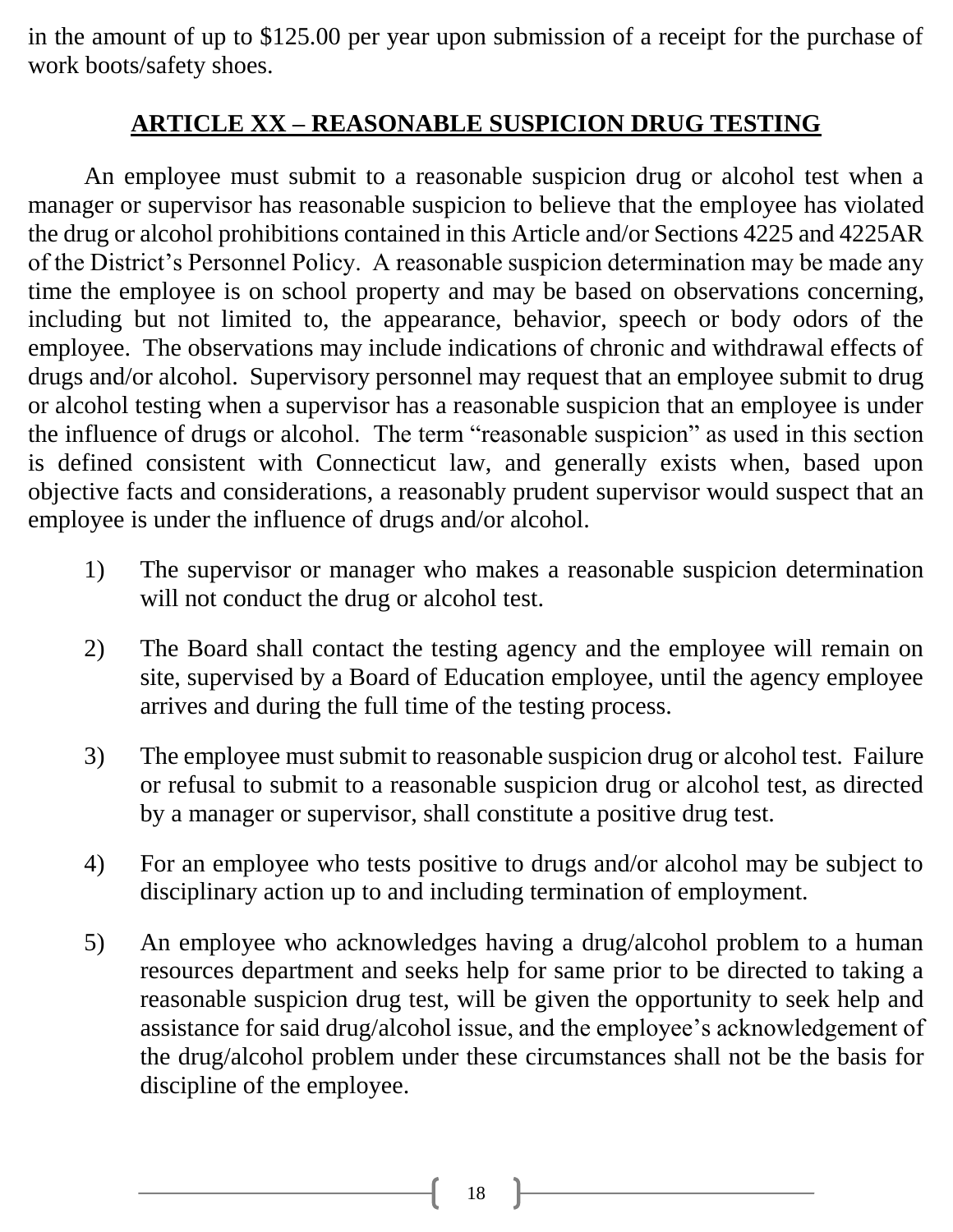in the amount of up to $125.00 per year upon submission of a receipt for the purchase of work boots/safety shoes.

## ARTICLE XX – REASONABLE SUSPICION DRUG TESTING

An employee must submit to a reasonable suspicion drug or alcohol test when a manager or supervisor has reasonable suspicion to believe that the employee has violated the drug or alcohol prohibitions contained in this Article and/or Sections 4225 and 4225AR of the District's Personnel Policy. A reasonable suspicion determination may be made any time the employee is on school property and may be based on observations concerning, including but not limited to, the appearance, behavior, speech or body odors of the employee. The observations may include indications of chronic and withdrawal effects of drugs and/or alcohol. Supervisory personnel may request that an employee submit to drug or alcohol testing when a supervisor has a reasonable suspicion that an employee is under the influence of drugs or alcohol. The term "reasonable suspicion" as used in this section is defined consistent with Connecticut law, and generally exists when, based upon objective facts and considerations, a reasonably prudent supervisor would suspect that an employee is under the influence of drugs and/or alcohol.

1) The supervisor or manager who makes a reasonable suspicion determination will not conduct the drug or alcohol test.

2) The Board shall contact the testing agency and the employee will remain on site, supervised by a Board of Education employee, until the agency employee arrives and during the full time of the testing process.

3) The employee must submit to reasonable suspicion drug or alcohol test. Failure or refusal to submit to a reasonable suspicion drug or alcohol test, as directed by a manager or supervisor, shall constitute a positive drug test.

4) For an employee who tests positive to drugs and/or alcohol may be subject to disciplinary action up to and including termination of employment.

5) An employee who acknowledges having a drug/alcohol problem to a human resources department and seeks help for same prior to be directed to taking a reasonable suspicion drug test, will be given the opportunity to seek help and assistance for said drug/alcohol issue, and the employee's acknowledgement of the drug/alcohol problem under these circumstances shall not be the basis for discipline of the employee.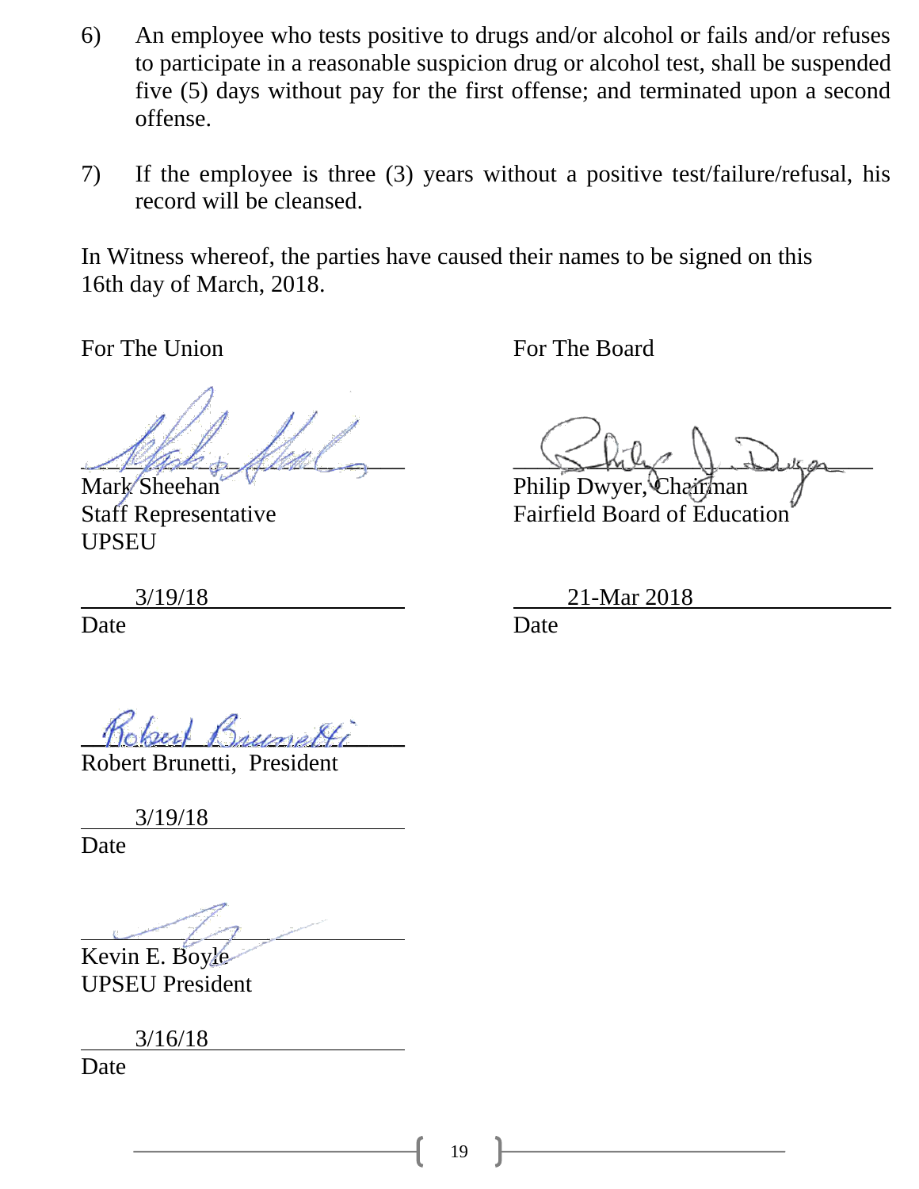6) An employee who tests positive to drugs and/or alcohol or fails and/or refuses to participate in a reasonable suspicion drug or alcohol test, shall be suspended five (5) days without pay for the first offense; and terminated upon a second offense.

7) If the employee is three (3) years without a positive test/failure/refusal, his record will be cleansed.

In Witness whereof, the parties have caused their names to be signed on this 16th day of March, 2018.

For The Union

Mark Sheehan
Staff Representative
UPSEU

3/19/18
Date

Robert Brunetti, President

3/19/18
Date

Kevin E. Boyle
UPSEU President

3/16/18
Date

For The Board

Philip Dwyer, Chairman
Fairfield Board of Education

21-Mar 2018
Date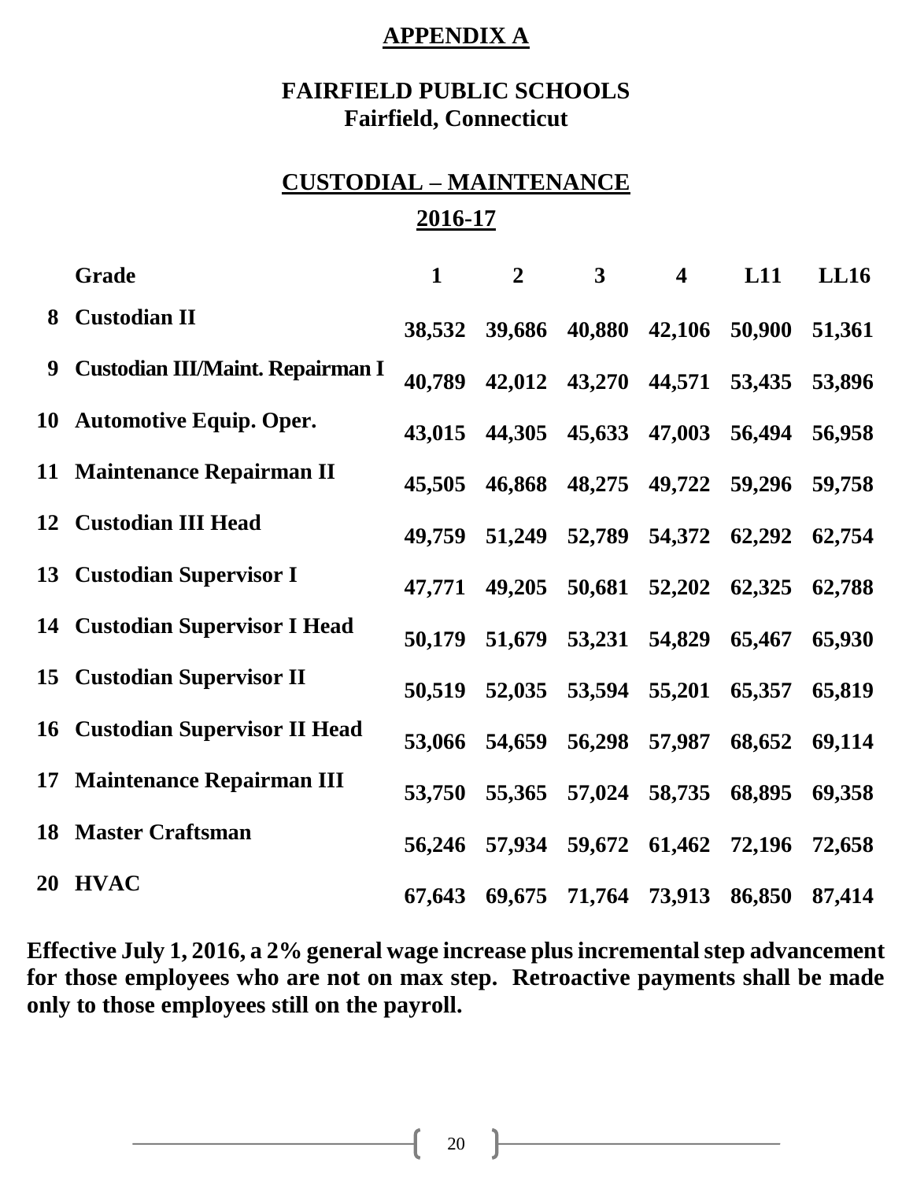## APPENDIX A

### FAIRFIELD PUBLIC SCHOOLS
### Fairfield, Connecticut

### CUSTODIAL – MAINTENANCE
### 2016-17

| | Grade | 1 | 2 | 3 | 4 | L11 | LL16 |
|---|---|---|---|---|---|---|---|
| 8 | Custodian II | 38,532 | 39,686 | 40,880 | 42,106 | 50,900 | 51,361 |
| 9 | Custodian III/Maint. Repairman I | 40,789 | 42,012 | 43,270 | 44,571 | 53,435 | 53,896 |
| 10 | Automotive Equip. Oper. | 43,015 | 44,305 | 45,633 | 47,003 | 56,494 | 56,958 |
| 11 | Maintenance Repairman II | 45,505 | 46,868 | 48,275 | 49,722 | 59,296 | 59,758 |
| 12 | Custodian III Head | 49,759 | 51,249 | 52,789 | 54,372 | 62,292 | 62,754 |
| 13 | Custodian Supervisor I | 47,771 | 49,205 | 50,681 | 52,202 | 62,325 | 62,788 |
| 14 | Custodian Supervisor I Head | 50,179 | 51,679 | 53,231 | 54,829 | 65,467 | 65,930 |
| 15 | Custodian Supervisor II | 50,519 | 52,035 | 53,594 | 55,201 | 65,357 | 65,819 |
| 16 | Custodian Supervisor II Head | 53,066 | 54,659 | 56,298 | 57,987 | 68,652 | 69,114 |
| 17 | Maintenance Repairman III | 53,750 | 55,365 | 57,024 | 58,735 | 68,895 | 69,358 |
| 18 | Master Craftsman | 56,246 | 57,934 | 59,672 | 61,462 | 72,196 | 72,658 |
| 20 | HVAC | 67,643 | 69,675 | 71,764 | 73,913 | 86,850 | 87,414 |

**Effective July 1, 2016, a 2% general wage increase plus incremental step advancement for those employees who are not on max step. Retroactive payments shall be made only to those employees still on the payroll.**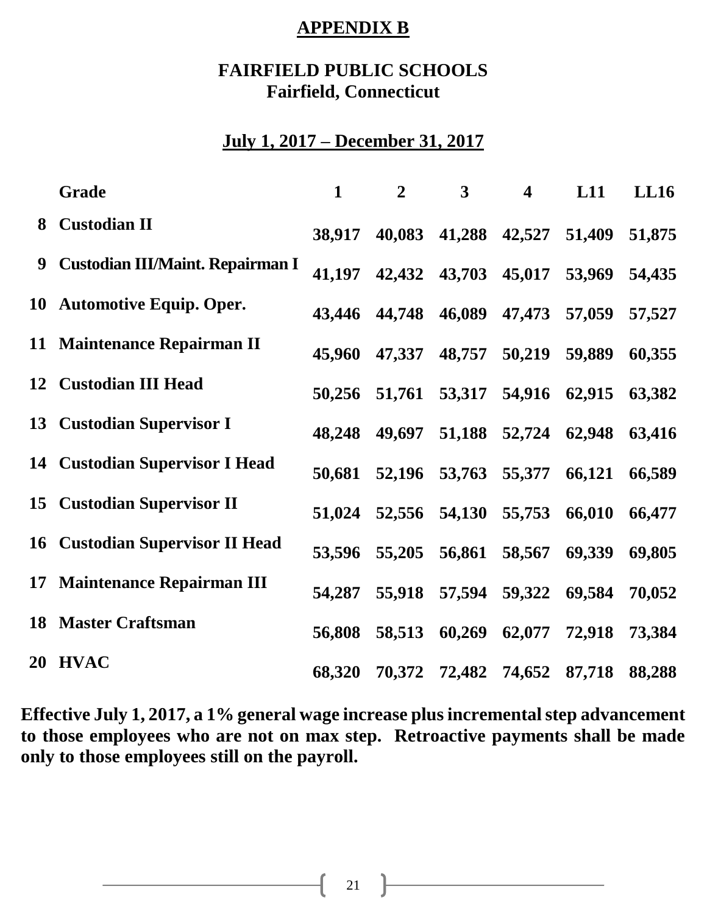# APPENDIX B

## FAIRFIELD PUBLIC SCHOOLS
**Fairfield, Connecticut**

**July 1, 2017 – December 31, 2017**

| | Grade | 1 | 2 | 3 | 4 | L11 | LL16 |
|---|---|---|---|---|---|---|---|
| 8 | Custodian II | 38,917 | 40,083 | 41,288 | 42,527 | 51,409 | 51,875 |
| 9 | Custodian III/Maint. Repairman I | 41,197 | 42,432 | 43,703 | 45,017 | 53,969 | 54,435 |
| 10 | Automotive Equip. Oper. | 43,446 | 44,748 | 46,089 | 47,473 | 57,059 | 57,527 |
| 11 | Maintenance Repairman II | 45,960 | 47,337 | 48,757 | 50,219 | 59,889 | 60,355 |
| 12 | Custodian III Head | 50,256 | 51,761 | 53,317 | 54,916 | 62,915 | 63,382 |
| 13 | Custodian Supervisor I | 48,248 | 49,697 | 51,188 | 52,724 | 62,948 | 63,416 |
| 14 | Custodian Supervisor I Head | 50,681 | 52,196 | 53,763 | 55,377 | 66,121 | 66,589 |
| 15 | Custodian Supervisor II | 51,024 | 52,556 | 54,130 | 55,753 | 66,010 | 66,477 |
| 16 | Custodian Supervisor II Head | 53,596 | 55,205 | 56,861 | 58,567 | 69,339 | 69,805 |
| 17 | Maintenance Repairman III | 54,287 | 55,918 | 57,594 | 59,322 | 69,584 | 70,052 |
| 18 | Master Craftsman | 56,808 | 58,513 | 60,269 | 62,077 | 72,918 | 73,384 |
| 20 | HVAC | 68,320 | 70,372 | 72,482 | 74,652 | 87,718 | 88,288 |

**Effective July 1, 2017, a 1% general wage increase plus incremental step advancement to those employees who are not on max step. Retroactive payments shall be made only to those employees still on the payroll.**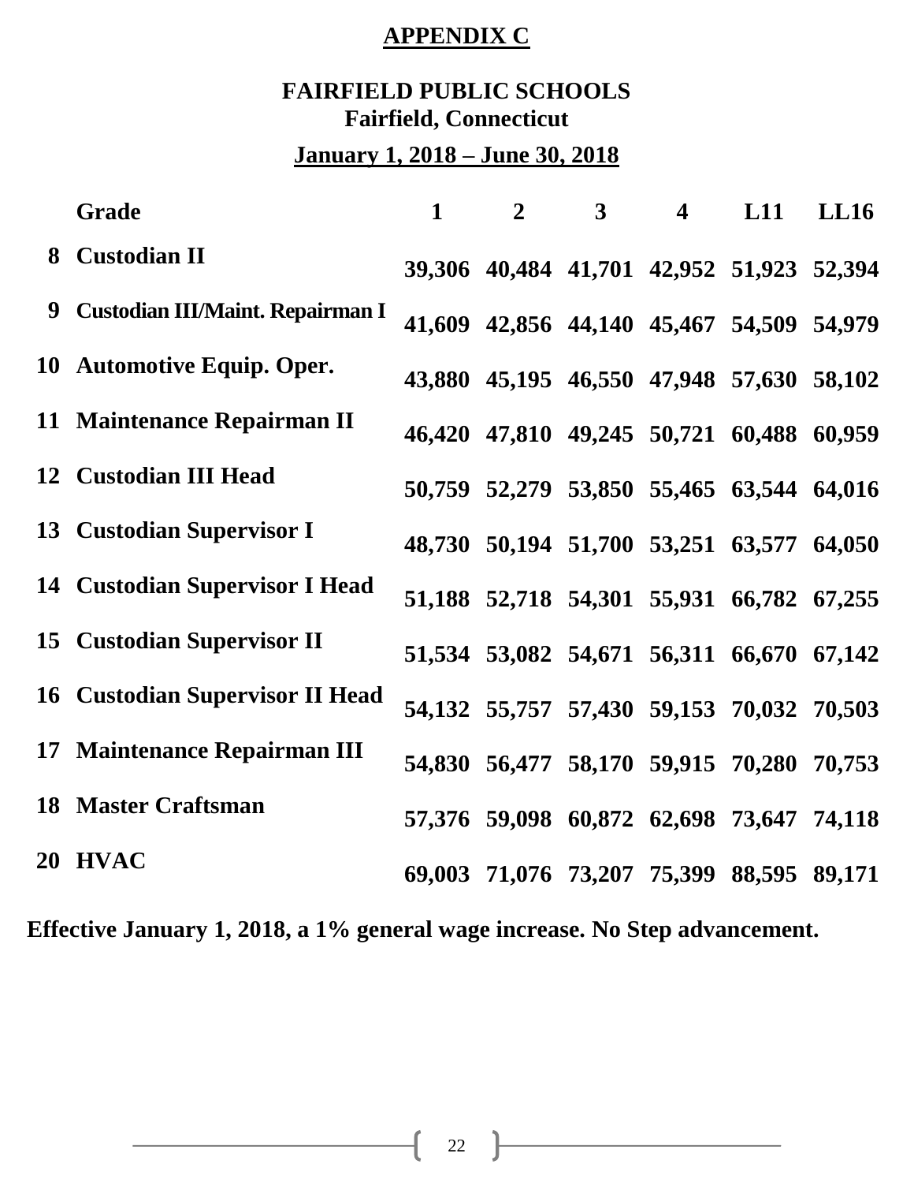# APPENDIX C

## FAIRFIELD PUBLIC SCHOOLS
### Fairfield, Connecticut

**January 1, 2018 – June 30, 2018**

| | Grade | 1 | 2 | 3 | 4 | L11 | LL16 |
|---|---|---|---|---|---|---|---|
| 8 | Custodian II | 39,306 | 40,484 | 41,701 | 42,952 | 51,923 | 52,394 |
| 9 | Custodian III/Maint. Repairman I | 41,609 | 42,856 | 44,140 | 45,467 | 54,509 | 54,979 |
| 10 | Automotive Equip. Oper. | 43,880 | 45,195 | 46,550 | 47,948 | 57,630 | 58,102 |
| 11 | Maintenance Repairman II | 46,420 | 47,810 | 49,245 | 50,721 | 60,488 | 60,959 |
| 12 | Custodian III Head | 50,759 | 52,279 | 53,850 | 55,465 | 63,544 | 64,016 |
| 13 | Custodian Supervisor I | 48,730 | 50,194 | 51,700 | 53,251 | 63,577 | 64,050 |
| 14 | Custodian Supervisor I Head | 51,188 | 52,718 | 54,301 | 55,931 | 66,782 | 67,255 |
| 15 | Custodian Supervisor II | 51,534 | 53,082 | 54,671 | 56,311 | 66,670 | 67,142 |
| 16 | Custodian Supervisor II Head | 54,132 | 55,757 | 57,430 | 59,153 | 70,032 | 70,503 |
| 17 | Maintenance Repairman III | 54,830 | 56,477 | 58,170 | 59,915 | 70,280 | 70,753 |
| 18 | Master Craftsman | 57,376 | 59,098 | 60,872 | 62,698 | 73,647 | 74,118 |
| 20 | HVAC | 69,003 | 71,076 | 73,207 | 75,399 | 88,595 | 89,171 |

**Effective January 1, 2018, a 1% general wage increase. No Step advancement.**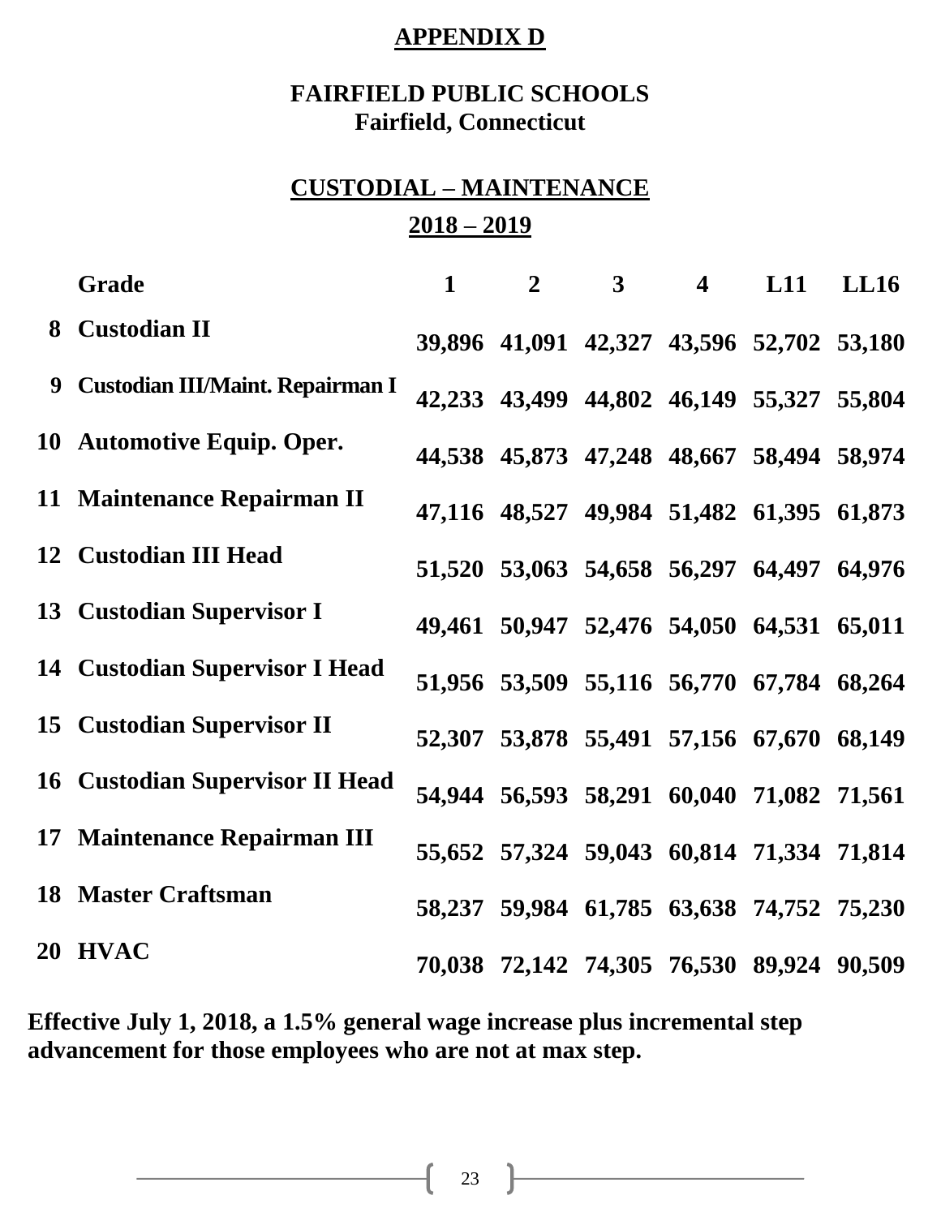# APPENDIX D

## FAIRFIELD PUBLIC SCHOOLS
### Fairfield, Connecticut

## CUSTODIAL – MAINTENANCE
### 2018 – 2019

| | Grade | 1 | 2 | 3 | 4 | L11 | LL16 |
|---|---|---|---|---|---|---|---|
| 8 | Custodian II | 39,896 | 41,091 | 42,327 | 43,596 | 52,702 | 53,180 |
| 9 | Custodian III/Maint. Repairman I | 42,233 | 43,499 | 44,802 | 46,149 | 55,327 | 55,804 |
| 10 | Automotive Equip. Oper. | 44,538 | 45,873 | 47,248 | 48,667 | 58,494 | 58,974 |
| 11 | Maintenance Repairman II | 47,116 | 48,527 | 49,984 | 51,482 | 61,395 | 61,873 |
| 12 | Custodian III Head | 51,520 | 53,063 | 54,658 | 56,297 | 64,497 | 64,976 |
| 13 | Custodian Supervisor I | 49,461 | 50,947 | 52,476 | 54,050 | 64,531 | 65,011 |
| 14 | Custodian Supervisor I Head | 51,956 | 53,509 | 55,116 | 56,770 | 67,784 | 68,264 |
| 15 | Custodian Supervisor II | 52,307 | 53,878 | 55,491 | 57,156 | 67,670 | 68,149 |
| 16 | Custodian Supervisor II Head | 54,944 | 56,593 | 58,291 | 60,040 | 71,082 | 71,561 |
| 17 | Maintenance Repairman III | 55,652 | 57,324 | 59,043 | 60,814 | 71,334 | 71,814 |
| 18 | Master Craftsman | 58,237 | 59,984 | 61,785 | 63,638 | 74,752 | 75,230 |
| 20 | HVAC | 70,038 | 72,142 | 74,305 | 76,530 | 89,924 | 90,509 |

**Effective July 1, 2018, a 1.5% general wage increase plus incremental step advancement for those employees who are not at max step.**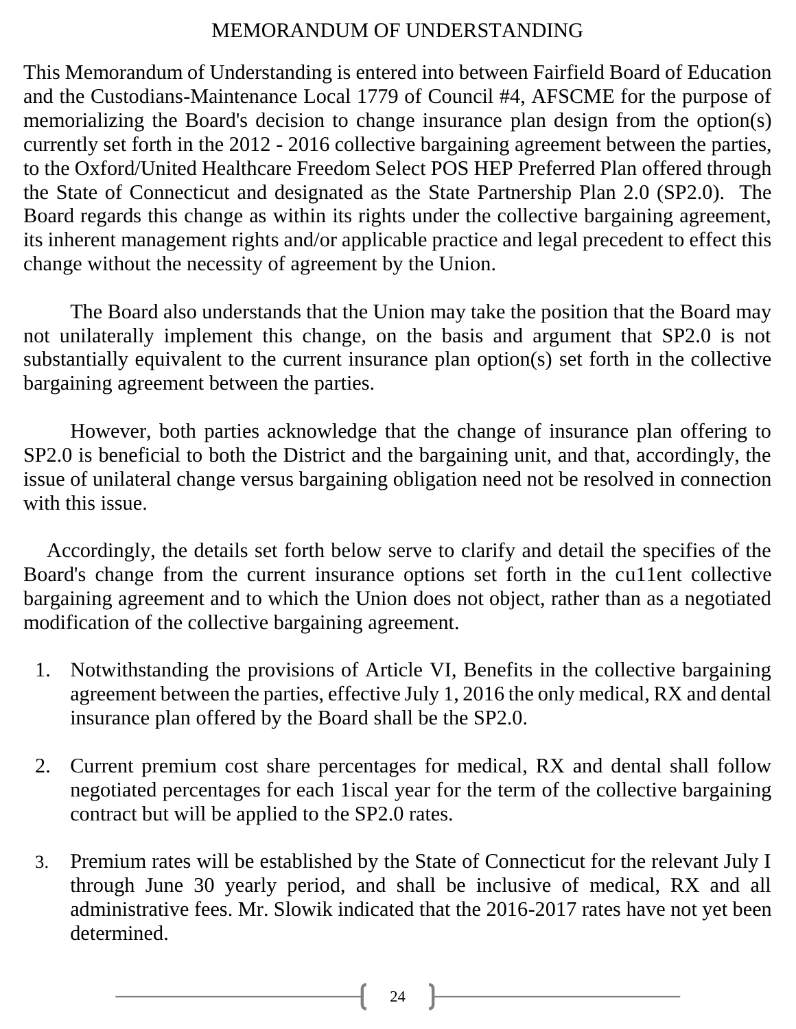# MEMORANDUM OF UNDERSTANDING

This Memorandum of Understanding is entered into between Fairfield Board of Education and the Custodians-Maintenance Local 1779 of Council #4, AFSCME for the purpose of memorializing the Board's decision to change insurance plan design from the option(s) currently set forth in the 2012 - 2016 collective bargaining agreement between the parties, to the Oxford/United Healthcare Freedom Select POS HEP Preferred Plan offered through the State of Connecticut and designated as the State Partnership Plan 2.0 (SP2.0). The Board regards this change as within its rights under the collective bargaining agreement, its inherent management rights and/or applicable practice and legal precedent to effect this change without the necessity of agreement by the Union.

The Board also understands that the Union may take the position that the Board may not unilaterally implement this change, on the basis and argument that SP2.0 is not substantially equivalent to the current insurance plan option(s) set forth in the collective bargaining agreement between the parties.

However, both parties acknowledge that the change of insurance plan offering to SP2.0 is beneficial to both the District and the bargaining unit, and that, accordingly, the issue of unilateral change versus bargaining obligation need not be resolved in connection with this issue.

Accordingly, the details set forth below serve to clarify and detail the specifies of the Board's change from the current insurance options set forth in the cu11ent collective bargaining agreement and to which the Union does not object, rather than as a negotiated modification of the collective bargaining agreement.

1. Notwithstanding the provisions of Article VI, Benefits in the collective bargaining agreement between the parties, effective July 1, 2016 the only medical, RX and dental insurance plan offered by the Board shall be the SP2.0.

2. Current premium cost share percentages for medical, RX and dental shall follow negotiated percentages for each 1iscal year for the term of the collective bargaining contract but will be applied to the SP2.0 rates.

3. Premium rates will be established by the State of Connecticut for the relevant July I through June 30 yearly period, and shall be inclusive of medical, RX and all administrative fees. Mr. Slowik indicated that the 2016-2017 rates have not yet been determined.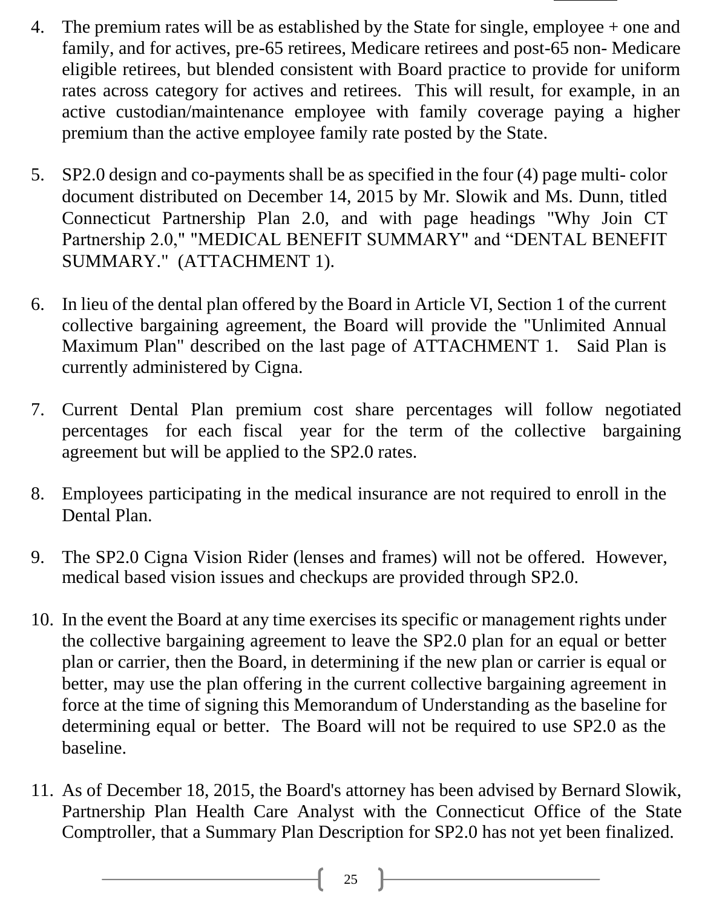4. The premium rates will be as established by the State for single, employee + one and family, and for actives, pre-65 retirees, Medicare retirees and post-65 non- Medicare eligible retirees, but blended consistent with Board practice to provide for uniform rates across category for actives and retirees. This will result, for example, in an active custodian/maintenance employee with family coverage paying a higher premium than the active employee family rate posted by the State.

5. SP2.0 design and co-payments shall be as specified in the four (4) page multi- color document distributed on December 14, 2015 by Mr. Slowik and Ms. Dunn, titled Connecticut Partnership Plan 2.0, and with page headings "Why Join CT Partnership 2.0," "MEDICAL BENEFIT SUMMARY" and "DENTAL BENEFIT SUMMARY." (ATTACHMENT 1).

6. In lieu of the dental plan offered by the Board in Article VI, Section 1 of the current collective bargaining agreement, the Board will provide the "Unlimited Annual Maximum Plan" described on the last page of ATTACHMENT 1. Said Plan is currently administered by Cigna.

7. Current Dental Plan premium cost share percentages will follow negotiated percentages for each fiscal year for the term of the collective bargaining agreement but will be applied to the SP2.0 rates.

8. Employees participating in the medical insurance are not required to enroll in the Dental Plan.

9. The SP2.0 Cigna Vision Rider (lenses and frames) will not be offered. However, medical based vision issues and checkups are provided through SP2.0.

10. In the event the Board at any time exercises its specific or management rights under the collective bargaining agreement to leave the SP2.0 plan for an equal or better plan or carrier, then the Board, in determining if the new plan or carrier is equal or better, may use the plan offering in the current collective bargaining agreement in force at the time of signing this Memorandum of Understanding as the baseline for determining equal or better. The Board will not be required to use SP2.0 as the baseline.

11. As of December 18, 2015, the Board's attorney has been advised by Bernard Slowik, Partnership Plan Health Care Analyst with the Connecticut Office of the State Comptroller, that a Summary Plan Description for SP2.0 has not yet been finalized.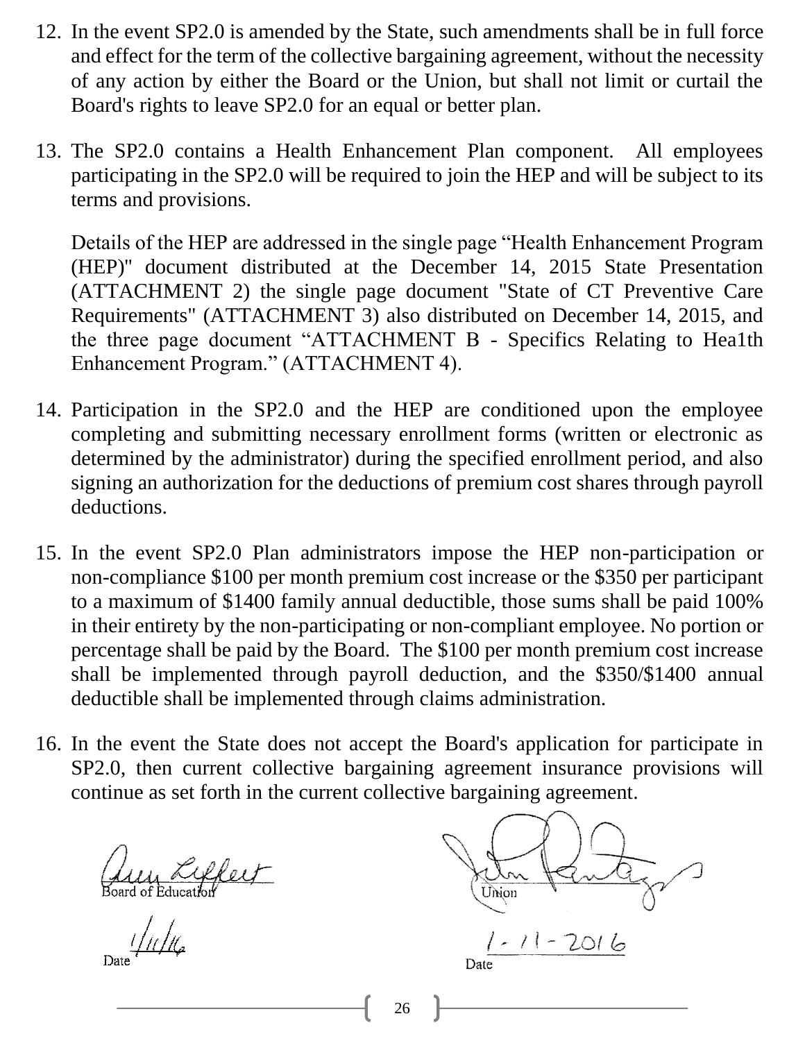12. In the event SP2.0 is amended by the State, such amendments shall be in full force and effect for the term of the collective bargaining agreement, without the necessity of any action by either the Board or the Union, but shall not limit or curtail the Board's rights to leave SP2.0 for an equal or better plan.

13. The SP2.0 contains a Health Enhancement Plan component. All employees participating in the SP2.0 will be required to join the HEP and will be subject to its terms and provisions.

    Details of the HEP are addressed in the single page "Health Enhancement Program (HEP)" document distributed at the December 14, 2015 State Presentation (ATTACHMENT 2) the single page document "State of CT Preventive Care Requirements" (ATTACHMENT 3) also distributed on December 14, 2015, and the three page document "ATTACHMENT B - Specifics Relating to Hea1th Enhancement Program." (ATTACHMENT 4).

14. Participation in the SP2.0 and the HEP are conditioned upon the employee completing and submitting necessary enrollment forms (written or electronic as determined by the administrator) during the specified enrollment period, and also signing an authorization for the deductions of premium cost shares through payroll deductions.

15. In the event SP2.0 Plan administrators impose the HEP non-participation or non-compliance $100 per month premium cost increase or the $350 per participant to a maximum of $1400 family annual deductible, those sums shall be paid 100% in their entirety by the non-participating or non-compliant employee. No portion or percentage shall be paid by the Board. The $100 per month premium cost increase shall be implemented through payroll deduction, and the $350/$1400 annual deductible shall be implemented through claims administration.

16. In the event the State does not accept the Board's application for participate in SP2.0, then current collective bargaining agreement insurance provisions will continue as set forth in the current collective bargaining agreement.

| | |
|---|---|
| Board of Education | Union |
| Date 1/11/16 | Date 1-11-2016 |